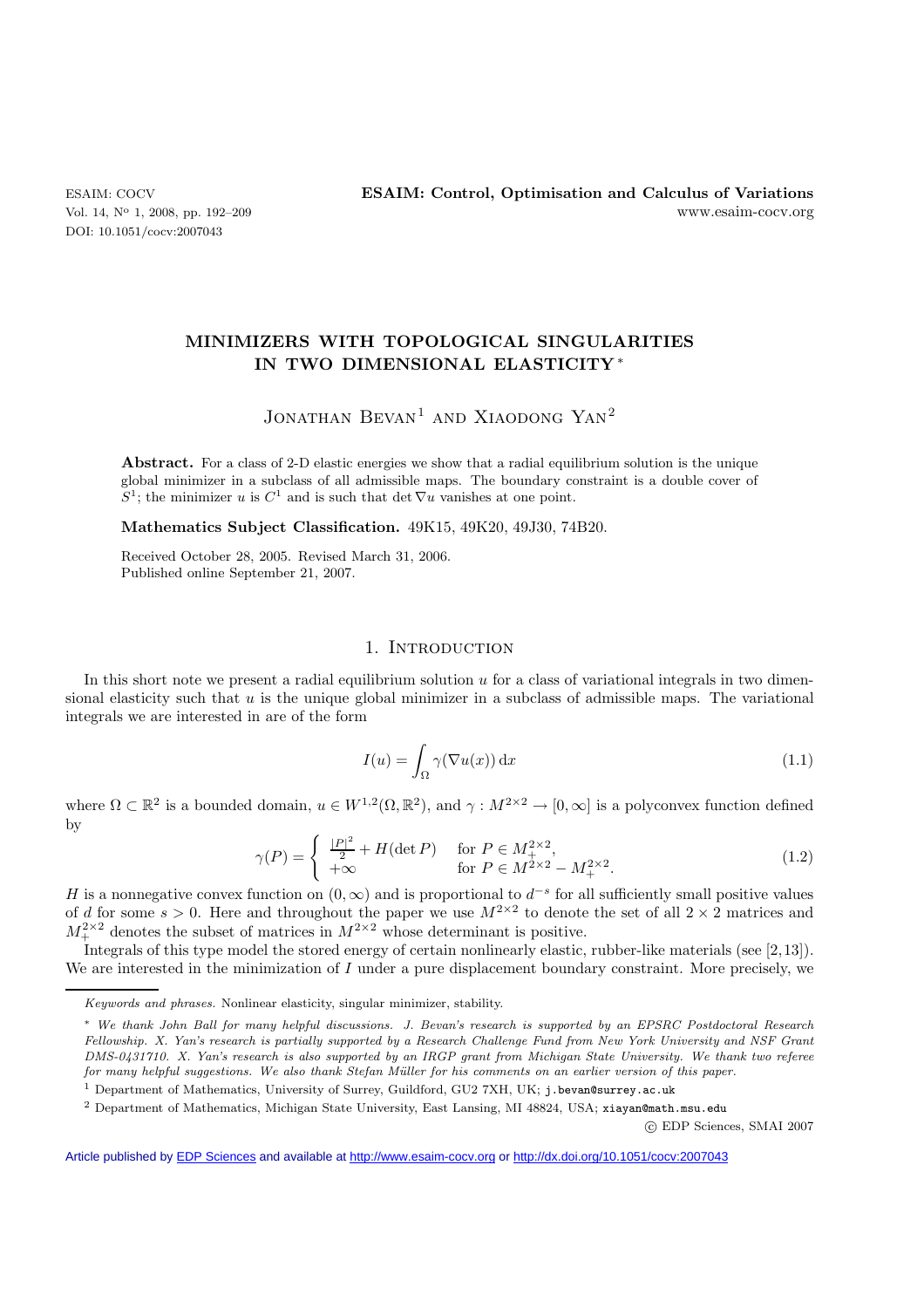# MINIMIZERS WITH TOPOLOGICAL SINGULARITIES IN TWO DIMENSIONAL ELASTICITY *

Jonathan Bevan[1] and Xiaodong Yan[2]

**Abstract.** For a class of 2-D elastic energies we show that a radial equilibrium solution is the unique global minimizer in a subclass of all admissible maps. The boundary constraint is a double cover of $S^1$; the minimizer $u$ is $C^1$ and is such that $\det \nabla u$ vanishes at one point.

**Mathematics Subject Classification.** 49K15, 49K20, 49J30, 74B20.

Received October 28, 2005. Revised March 31, 2006.
Published online September 21, 2007.

## 1. Introduction

In this short note we present a radial equilibrium solution $u$ for a class of variational integrals in two dimensional elasticity such that $u$ is the unique global minimizer in a subclass of admissible maps. The variational integrals we are interested in are of the form

$$I(u) = \int_\Omega \gamma(\nabla u(x))\,\mathrm{d}x \tag{1.1}$$

where $\Omega \subset \mathbb{R}^2$ is a bounded domain, $u \in W^{1,2}(\Omega, \mathbb{R}^2)$, and $\gamma : M^{2\times 2} \to [0, \infty]$ is a polyconvex function defined by

$$\gamma(P) = \begin{cases} \frac{|P|^2}{2} + H(\det P) & \text{for } P \in M_+^{2\times 2}, \\ +\infty & \text{for } P \in M^{2\times 2} - M_+^{2\times 2}. \end{cases} \tag{1.2}$$

$H$ is a nonnegative convex function on $(0, \infty)$ and is proportional to $d^{-s}$ for all sufficiently small positive values of $d$ for some $s > 0$. Here and throughout the paper we use $M^{2\times 2}$ to denote the set of all $2 \times 2$ matrices and $M_+^{2\times 2}$ denotes the subset of matrices in $M^{2\times 2}$ whose determinant is positive.

Integrals of this type model the stored energy of certain nonlinearly elastic, rubber-like materials (see [2,13]). We are interested in the minimization of $I$ under a pure displacement boundary constraint. More precisely, we

---

*Keywords and phrases.* Nonlinear elasticity, singular minimizer, stability.

\* *We thank John Ball for many helpful discussions. J. Bevan's research is supported by an EPSRC Postdoctoral Research Fellowship. X. Yan's research is partially supported by a Research Challenge Fund from New York University and NSF Grant DMS-0431710. X. Yan's research is also supported by an IRGP grant from Michigan State University. We thank two referee for many helpful suggestions. We also thank Stefan Müller for his comments on an earlier version of this paper.*

[1] Department of Mathematics, University of Surrey, Guildford, GU2 7XH, UK; j.bevan@surrey.ac.uk

[2] Department of Mathematics, Michigan State University, East Lansing, MI 48824, USA; xiayan@math.msu.edu

© EDP Sciences, SMAI 2007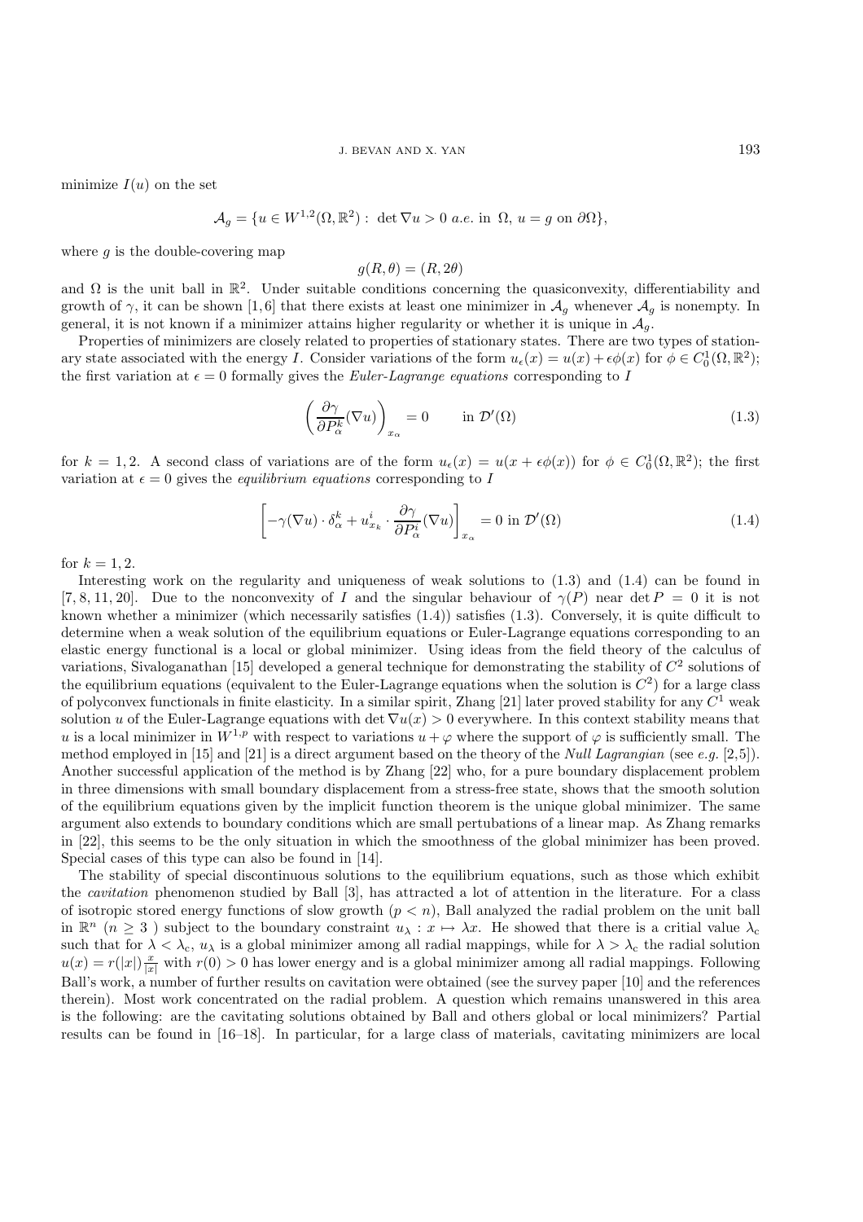minimize $I(u)$ on the set

$$\mathcal{A}_g = \{u \in W^{1,2}(\Omega, \mathbb{R}^2) : \det \nabla u > 0 \ a.e. \text{ in } \Omega, \ u = g \text{ on } \partial\Omega\},$$

where $g$ is the double-covering map

$$g(R, \theta) = (R, 2\theta)$$

and $\Omega$ is the unit ball in $\mathbb{R}^2$. Under suitable conditions concerning the quasiconvexity, differentiability and growth of $\gamma$, it can be shown [1,6] that there exists at least one minimizer in $\mathcal{A}_g$ whenever $\mathcal{A}_g$ is nonempty. In general, it is not known if a minimizer attains higher regularity or whether it is unique in $\mathcal{A}_g$.

Properties of minimizers are closely related to properties of stationary states. There are two types of stationary state associated with the energy $I$. Consider variations of the form $u_\epsilon(x) = u(x) + \epsilon\phi(x)$ for $\phi \in C_0^1(\Omega, \mathbb{R}^2)$; the first variation at $\epsilon = 0$ formally gives the *Euler-Lagrange equations* corresponding to $I$

$$\left(\frac{\partial \gamma}{\partial P_\alpha^k}(\nabla u)\right)_{x_\alpha} = 0 \qquad \text{in } \mathcal{D}'(\Omega) \tag{1.3}$$

for $k = 1, 2$. A second class of variations are of the form $u_\epsilon(x) = u(x + \epsilon\phi(x))$ for $\phi \in C_0^1(\Omega, \mathbb{R}^2)$; the first variation at $\epsilon = 0$ gives the *equilibrium equations* corresponding to $I$

$$\left[-\gamma(\nabla u) \cdot \delta_\alpha^k + u_{x_k}^i \cdot \frac{\partial \gamma}{\partial P_\alpha^i}(\nabla u)\right]_{x_\alpha} = 0 \text{ in } \mathcal{D}'(\Omega) \tag{1.4}$$

for $k = 1, 2$.

Interesting work on the regularity and uniqueness of weak solutions to (1.3) and (1.4) can be found in [7, 8, 11, 20]. Due to the nonconvexity of $I$ and the singular behaviour of $\gamma(P)$ near $\det P = 0$ it is not known whether a minimizer (which necessarily satisfies (1.4)) satisfies (1.3). Conversely, it is quite difficult to determine when a weak solution of the equilibrium equations or Euler-Lagrange equations corresponding to an elastic energy functional is a local or global minimizer. Using ideas from the field theory of the calculus of variations, Sivaloganathan [15] developed a general technique for demonstrating the stability of $C^2$ solutions of the equilibrium equations (equivalent to the Euler-Lagrange equations when the solution is $C^2$) for a large class of polyconvex functionals in finite elasticity. In a similar spirit, Zhang [21] later proved stability for any $C^1$ weak solution $u$ of the Euler-Lagrange equations with $\det \nabla u(x) > 0$ everywhere. In this context stability means that $u$ is a local minimizer in $W^{1,p}$ with respect to variations $u + \varphi$ where the support of $\varphi$ is sufficiently small. The method employed in [15] and [21] is a direct argument based on the theory of the *Null Lagrangian* (see *e.g.* [2,5]). Another successful application of the method is by Zhang [22] who, for a pure boundary displacement problem in three dimensions with small boundary displacement from a stress-free state, shows that the smooth solution of the equilibrium equations given by the implicit function theorem is the unique global minimizer. The same argument also extends to boundary conditions which are small pertubations of a linear map. As Zhang remarks in [22], this seems to be the only situation in which the smoothness of the global minimizer has been proved. Special cases of this type can also be found in [14].

The stability of special discontinuous solutions to the equilibrium equations, such as those which exhibit the *cavitation* phenomenon studied by Ball [3], has attracted a lot of attention in the literature. For a class of isotropic stored energy functions of slow growth ($p < n$), Ball analyzed the radial problem on the unit ball in $\mathbb{R}^n$ ($n \geq 3$ ) subject to the boundary constraint $u_\lambda : x \mapsto \lambda x$. He showed that there is a critial value $\lambda_c$ such that for $\lambda < \lambda_c$, $u_\lambda$ is a global minimizer among all radial mappings, while for $\lambda > \lambda_c$ the radial solution $u(x) = r(|x|)\frac{x}{|x|}$ with $r(0) > 0$ has lower energy and is a global minimizer among all radial mappings. Following Ball's work, a number of further results on cavitation were obtained (see the survey paper [10] and the references therein). Most work concentrated on the radial problem. A question which remains unanswered in this area is the following: are the cavitating solutions obtained by Ball and others global or local minimizers? Partial results can be found in [16–18]. In particular, for a large class of materials, cavitating minimizers are local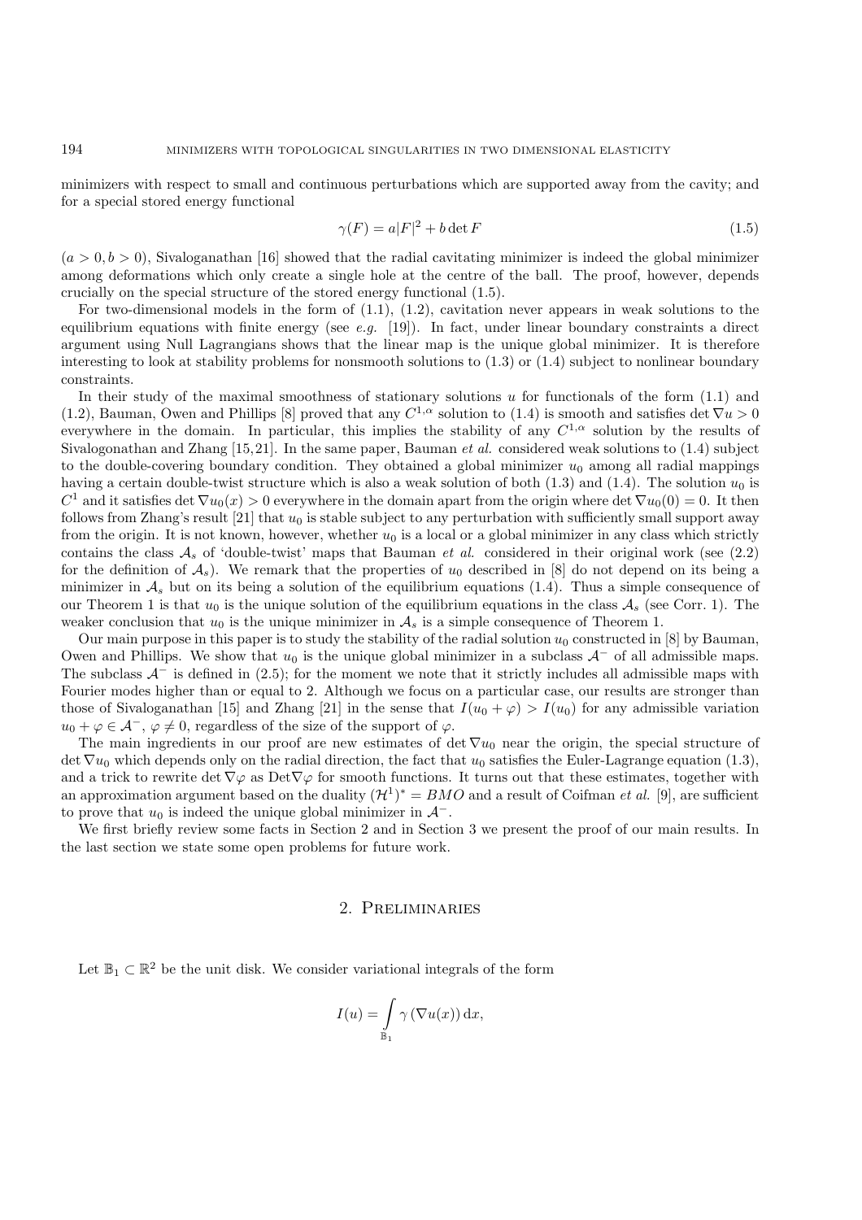minimizers with respect to small and continuous perturbations which are supported away from the cavity; and for a special stored energy functional

$$\gamma(F) = a|F|^2 + b \det F \tag{1.5}$$

$(a > 0, b > 0)$, Sivaloganathan [16] showed that the radial cavitating minimizer is indeed the global minimizer among deformations which only create a single hole at the centre of the ball. The proof, however, depends crucially on the special structure of the stored energy functional (1.5).

For two-dimensional models in the form of (1.1), (1.2), cavitation never appears in weak solutions to the equilibrium equations with finite energy (see *e.g.* [19]). In fact, under linear boundary constraints a direct argument using Null Lagrangians shows that the linear map is the unique global minimizer. It is therefore interesting to look at stability problems for nonsmooth solutions to (1.3) or (1.4) subject to nonlinear boundary constraints.

In their study of the maximal smoothness of stationary solutions $u$ for functionals of the form (1.1) and (1.2), Bauman, Owen and Phillips [8] proved that any $C^{1,\alpha}$ solution to (1.4) is smooth and satisfies $\det \nabla u > 0$ everywhere in the domain. In particular, this implies the stability of any $C^{1,\alpha}$ solution by the results of Sivalogonathan and Zhang [15,21]. In the same paper, Bauman *et al.* considered weak solutions to (1.4) subject to the double-covering boundary condition. They obtained a global minimizer $u_0$ among all radial mappings having a certain double-twist structure which is also a weak solution of both (1.3) and (1.4). The solution $u_0$ is $C^1$ and it satisfies $\det \nabla u_0(x) > 0$ everywhere in the domain apart from the origin where $\det \nabla u_0(0) = 0$. It then follows from Zhang's result [21] that $u_0$ is stable subject to any perturbation with sufficiently small support away from the origin. It is not known, however, whether $u_0$ is a local or a global minimizer in any class which strictly contains the class $\mathcal{A}_s$ of 'double-twist' maps that Bauman *et al.* considered in their original work (see (2.2) for the definition of $\mathcal{A}_s$). We remark that the properties of $u_0$ described in [8] do not depend on its being a minimizer in $\mathcal{A}_s$ but on its being a solution of the equilibrium equations (1.4). Thus a simple consequence of our Theorem 1 is that $u_0$ is the unique solution of the equilibrium equations in the class $\mathcal{A}_s$ (see Corr. 1). The weaker conclusion that $u_0$ is the unique minimizer in $\mathcal{A}_s$ is a simple consequence of Theorem 1.

Our main purpose in this paper is to study the stability of the radial solution $u_0$ constructed in [8] by Bauman, Owen and Phillips. We show that $u_0$ is the unique global minimizer in a subclass $\mathcal{A}^-$ of all admissible maps. The subclass $\mathcal{A}^-$ is defined in (2.5); for the moment we note that it strictly includes all admissible maps with Fourier modes higher than or equal to 2. Although we focus on a particular case, our results are stronger than those of Sivaloganathan [15] and Zhang [21] in the sense that $I(u_0 + \varphi) > I(u_0)$ for any admissible variation $u_0 + \varphi \in \mathcal{A}^-$, $\varphi \neq 0$, regardless of the size of the support of $\varphi$.

The main ingredients in our proof are new estimates of $\det \nabla u_0$ near the origin, the special structure of $\det \nabla u_0$ which depends only on the radial direction, the fact that $u_0$ satisfies the Euler-Lagrange equation (1.3), and a trick to rewrite $\det \nabla \varphi$ as $\operatorname{Det} \nabla \varphi$ for smooth functions. It turns out that these estimates, together with an approximation argument based on the duality $(\mathcal{H}^1)^* = BMO$ and a result of Coifman *et al.* [9], are sufficient to prove that $u_0$ is indeed the unique global minimizer in $\mathcal{A}^-$.

We first briefly review some facts in Section 2 and in Section 3 we present the proof of our main results. In the last section we state some open problems for future work.

## 2. Preliminaries

Let $\mathbb{B}_1 \subset \mathbb{R}^2$ be the unit disk. We consider variational integrals of the form

$$I(u) = \int_{\mathbb{B}_1} \gamma(\nabla u(x))\, \mathrm{d}x,$$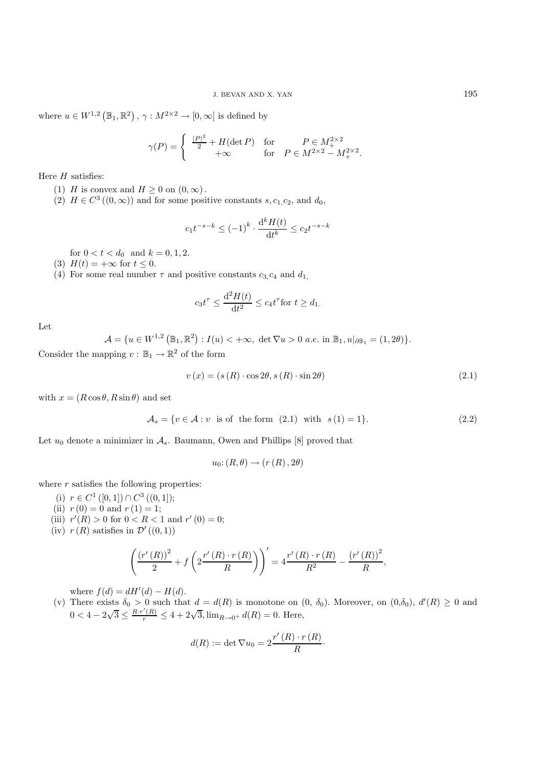where $u \in W^{1,2}\left(\mathbb{B}_1, \mathbb{R}^2\right)$, $\gamma : M^{2\times 2} \to [0,\infty]$ is defined by

$$\gamma(P) = \begin{cases} \frac{|P|^2}{2} + H(\det P) & \text{for} \quad P \in M_+^{2\times 2} \\ +\infty & \text{for} \quad P \in M^{2\times 2} - M_+^{2\times 2}. \end{cases}$$

Here $H$ satisfies:

(1) $H$ is convex and $H \geq 0$ on $(0,\infty)$.

(2) $H \in C^3\left((0,\infty)\right)$ and for some positive constants $s, c_1, c_2$, and $d_0$,

$$c_1 t^{-s-k} \leq (-1)^k \cdot \frac{\mathrm{d}^k H(t)}{\mathrm{d}t^k} \leq c_2 t^{-s-k}$$

for $0 < t < d_0$ and $k = 0, 1, 2$.

(3) $H(t) = +\infty$ for $t \leq 0$.

(4) For some real number $\tau$ and positive constants $c_3, c_4$ and $d_1$,

$$c_3 t^{\tau} \leq \frac{\mathrm{d}^2 H(t)}{\mathrm{d}t^2} \leq c_4 t^{\tau} \text{for } t \geq d_1.$$

Let

$$\mathcal{A} = \{u \in W^{1,2}\left(\mathbb{B}_1, \mathbb{R}^2\right) : I(u) < +\infty,\ \det \nabla u > 0 \ a.e. \text{ in } \mathbb{B}_1, u|_{\partial \mathbb{B}_1} = (1, 2\theta)\}.$$

Consider the mapping $v : \mathbb{B}_1 \to \mathbb{R}^2$ of the form

$$v\left(x\right) = \left(s\left(R\right) \cdot \cos 2\theta, s\left(R\right) \cdot \sin 2\theta\right) \tag{2.1}$$

with $x = (R\cos\theta, R\sin\theta)$ and set

$$\mathcal{A}_s = \{v \in \mathcal{A} : v \text{ is of the form } (2.1) \text{ with } s\left(1\right) = 1\}. \tag{2.2}$$

Let $u_0$ denote a minimizer in $\mathcal{A}_s$. Baumann, Owen and Phillips [8] proved that

$$u_0 \colon (R, \theta) \to \left(r\left(R\right), 2\theta\right)$$

where $r$ satisfies the following properties:

(i) $r \in C^1\left([0,1]\right) \cap C^3\left((0,1]\right)$;

(ii) $r\left(0\right) = 0$ and $r\left(1\right) = 1$;

(iii) $r'(R) > 0$ for $0 < R < 1$ and $r'\left(0\right) = 0$;

(iv) $r\left(R\right)$ satisfies in $\mathcal{D}'\left((0,1)\right)$

$$\left(\frac{\left(r'\left(R\right)\right)^2}{2} + f\left(2\frac{r'\left(R\right) \cdot r\left(R\right)}{R}\right)\right)' = 4\frac{r'\left(R\right) \cdot r\left(R\right)}{R^2} - \frac{\left(r'\left(R\right)\right)^2}{R},$$

where $f(d) = dH'(d) - H(d)$.

(v) There exists $\delta_0 > 0$ such that $d = d(R)$ is monotone on $(0,\ \delta_0)$. Moreover, on $(0,\delta_0)$, $d'(R) \geq 0$ and $0 < 4 - 2\sqrt{3} \leq \frac{R \cdot r'(R)}{r} \leq 4 + 2\sqrt{3}$, $\lim_{R \to 0^+} d(R) = 0$. Here,

$$d(R) := \det \nabla u_0 = 2\frac{r'\left(R\right) \cdot r\left(R\right)}{R}.$$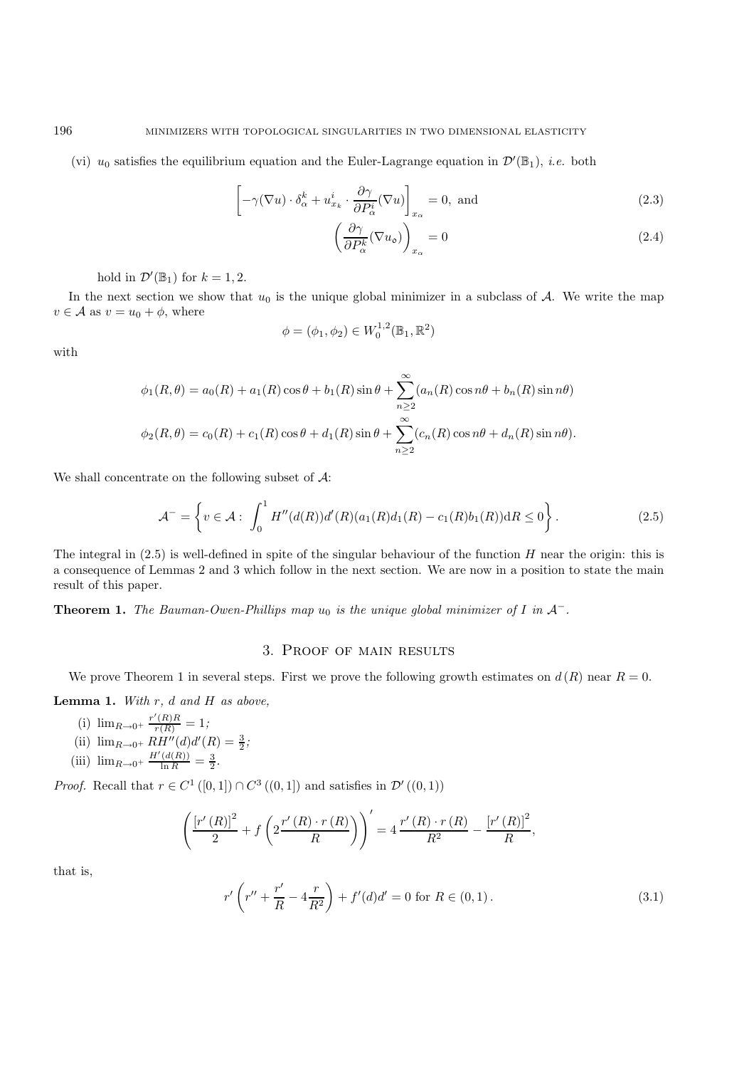(vi) $u_0$ satisfies the equilibrium equation and the Euler-Lagrange equation in $\mathcal{D}'(\mathbb{B}_1)$, *i.e.* both

$$\left[-\gamma(\nabla u)\cdot\delta^k_\alpha + u^i_{x_k}\cdot\frac{\partial\gamma}{\partial P^i_\alpha}(\nabla u)\right]_{x_\alpha} = 0, \text{ and} \tag{2.3}$$

$$\left(\frac{\partial\gamma}{\partial P^k_\alpha}(\nabla u_o)\right)_{x_\alpha} = 0 \tag{2.4}$$

hold in $\mathcal{D}'(\mathbb{B}_1)$ for $k = 1, 2$.

In the next section we show that $u_0$ is the unique global minimizer in a subclass of $\mathcal{A}$. We write the map $v \in \mathcal{A}$ as $v = u_0 + \phi$, where

$$\phi = (\phi_1, \phi_2) \in W^{1,2}_0(\mathbb{B}_1, \mathbb{R}^2)$$

with

$$\phi_1(R,\theta) = a_0(R) + a_1(R)\cos\theta + b_1(R)\sin\theta + \sum_{n\geq 2}^{\infty}(a_n(R)\cos n\theta + b_n(R)\sin n\theta)$$

$$\phi_2(R,\theta) = c_0(R) + c_1(R)\cos\theta + d_1(R)\sin\theta + \sum_{n\geq 2}^{\infty}(c_n(R)\cos n\theta + d_n(R)\sin n\theta).$$

We shall concentrate on the following subset of $\mathcal{A}$:

$$\mathcal{A}^- = \left\{ v \in \mathcal{A} : \int_0^1 H''(d(R))d'(R)(a_1(R)d_1(R) - c_1(R)b_1(R))\mathrm{d}R \leq 0 \right\}. \tag{2.5}$$

The integral in (2.5) is well-defined in spite of the singular behaviour of the function $H$ near the origin: this is a consequence of Lemmas 2 and 3 which follow in the next section. We are now in a position to state the main result of this paper.

**Theorem 1.** *The Bauman-Owen-Phillips map $u_0$ is the unique global minimizer of $I$ in $\mathcal{A}^-$.*

## 3. Proof of main results

We prove Theorem 1 in several steps. First we prove the following growth estimates on $d(R)$ near $R = 0$.

**Lemma 1.** *With $r$, $d$ and $H$ as above,*

(i) $\lim_{R\to 0^+} \frac{r'(R)R}{r(R)} = 1$;

(ii) $\lim_{R\to 0^+} RH''(d)d'(R) = \frac{3}{2}$;

(iii) $\lim_{R\to 0^+} \frac{H'(d(R))}{\ln R} = \frac{3}{2}$.

*Proof.* Recall that $r \in C^1([0,1]) \cap C^3((0,1])$ and satisfies in $\mathcal{D}'((0,1))$

$$\left(\frac{[r'(R)]^2}{2} + f\left(2\frac{r'(R)\cdot r(R)}{R}\right)\right)' = 4\frac{r'(R)\cdot r(R)}{R^2} - \frac{[r'(R)]^2}{R},$$

that is,

$$r'\left(r'' + \frac{r'}{R} - 4\frac{r}{R^2}\right) + f'(d)d' = 0 \text{ for } R \in (0,1). \tag{3.1}$$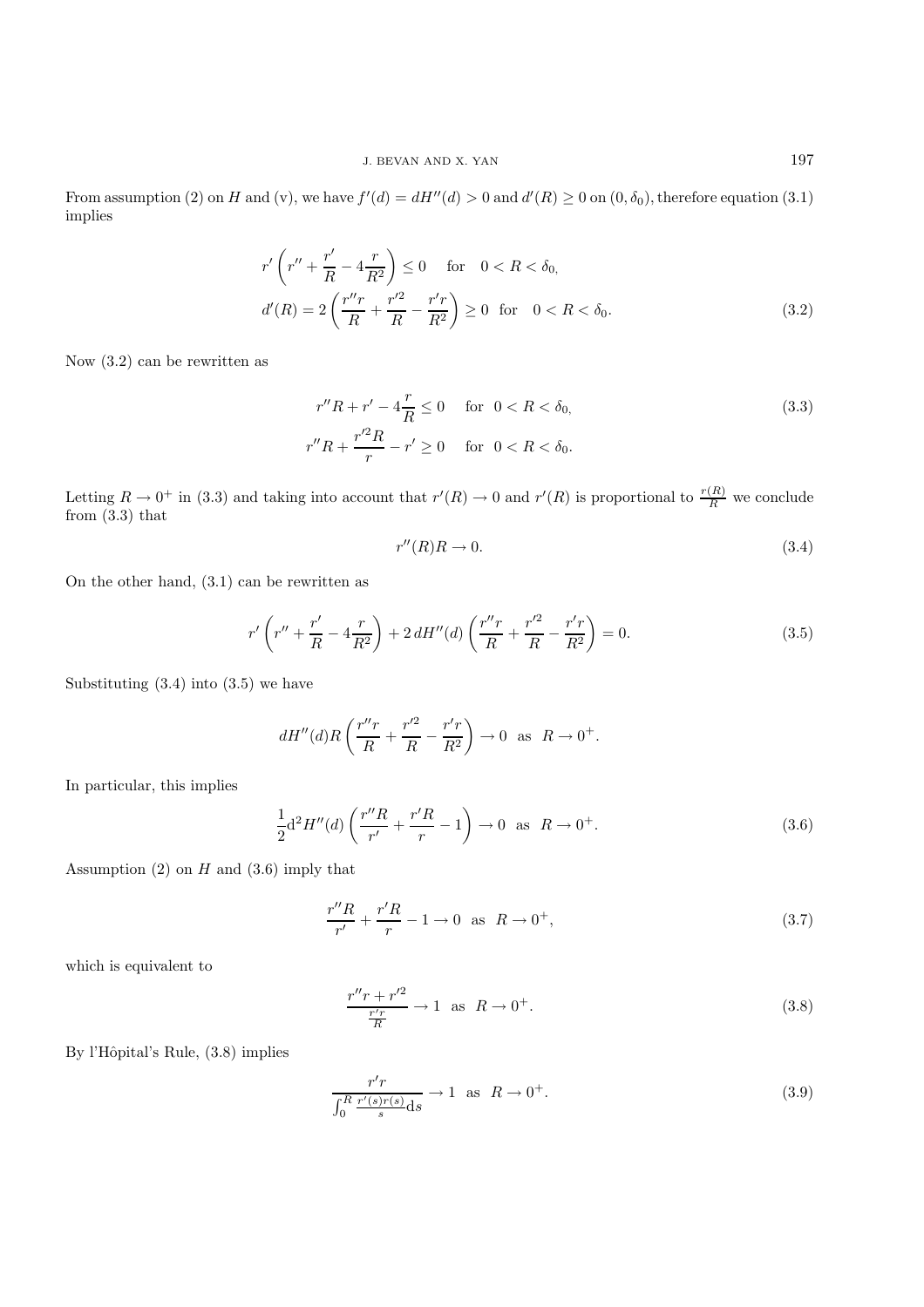From assumption (2) on $H$ and (v), we have $f'(d) = dH''(d) > 0$ and $d'(R) \geq 0$ on $(0, \delta_0)$, therefore equation (3.1) implies

$$
\begin{aligned}
&r'\left(r'' + \frac{r'}{R} - 4\frac{r}{R^2}\right) \leq 0 \quad \text{for} \quad 0 < R < \delta_0, \\
&d'(R) = 2\left(\frac{r''r}{R} + \frac{r'^2}{R} - \frac{r'r}{R^2}\right) \geq 0 \quad \text{for} \quad 0 < R < \delta_0.
\end{aligned}
\tag{3.2}
$$

Now (3.2) can be rewritten as

$$
\begin{aligned}
&r''R + r' - 4\frac{r}{R} \leq 0 \quad \text{for} \quad 0 < R < \delta_0, \\
&r''R + \frac{r'^2 R}{r} - r' \geq 0 \quad \text{for} \quad 0 < R < \delta_0.
\end{aligned}
\tag{3.3}
$$

Letting $R \to 0^+$ in (3.3) and taking into account that $r'(R) \to 0$ and $r'(R)$ is proportional to $\frac{r(R)}{R}$ we conclude from (3.3) that

$$
r''(R)R \to 0. \tag{3.4}
$$

On the other hand, (3.1) can be rewritten as

$$
r'\left(r'' + \frac{r'}{R} - 4\frac{r}{R^2}\right) + 2\,dH''(d)\left(\frac{r''r}{R} + \frac{r'^2}{R} - \frac{r'r}{R^2}\right) = 0. \tag{3.5}
$$

Substituting (3.4) into (3.5) we have

$$
dH''(d)R\left(\frac{r''r}{R} + \frac{r'^2}{R} - \frac{r'r}{R^2}\right) \to 0 \quad \text{as} \quad R \to 0^+.
$$

In particular, this implies

$$
\frac{1}{2}\mathrm{d}^2 H''(d)\left(\frac{r''R}{r'} + \frac{r'R}{r} - 1\right) \to 0 \quad \text{as} \quad R \to 0^+. \tag{3.6}
$$

Assumption (2) on $H$ and (3.6) imply that

$$
\frac{r''R}{r'} + \frac{r'R}{r} - 1 \to 0 \quad \text{as} \quad R \to 0^+, \tag{3.7}
$$

which is equivalent to

$$
\frac{r''r + r'^2}{\frac{r'r}{R}} \to 1 \quad \text{as} \quad R \to 0^+. \tag{3.8}
$$

By l'Hôpital's Rule, (3.8) implies

$$
\frac{r'r}{\int_0^R \frac{r'(s)r(s)}{s}\mathrm{d}s} \to 1 \quad \text{as} \quad R \to 0^+. \tag{3.9}
$$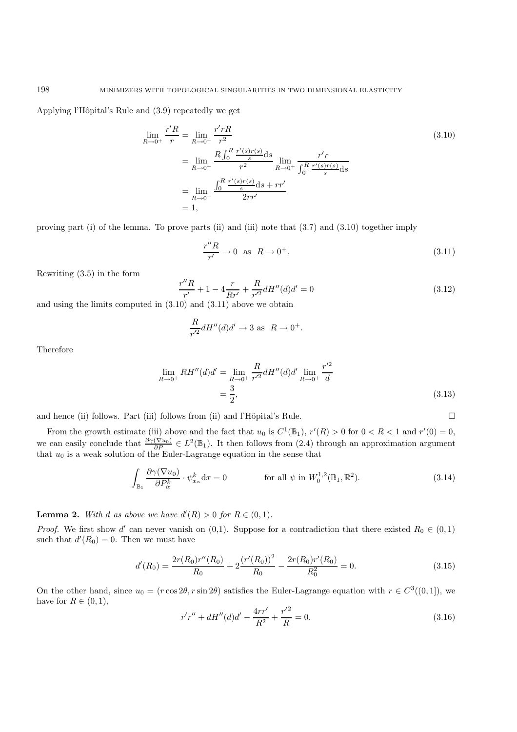Applying l'Hôpital's Rule and (3.9) repeatedly we get

$$
\begin{aligned}
\lim_{R\to 0^+} \frac{r'R}{r} &= \lim_{R\to 0^+} \frac{r'rR}{r^2} \\
&= \lim_{R\to 0^+} \frac{R\int_0^R \frac{r'(s)r(s)}{s}\mathrm{d}s}{r^2} \lim_{R\to 0^+} \frac{r'r}{\int_0^R \frac{r'(s)r(s)}{s}\mathrm{d}s} \\
&= \lim_{R\to 0^+} \frac{\int_0^R \frac{r'(s)r(s)}{s}\mathrm{d}s + rr'}{2rr'} \\
&= 1,
\end{aligned}
\tag{3.10}
$$

proving part (i) of the lemma. To prove parts (ii) and (iii) note that (3.7) and (3.10) together imply

$$
\frac{r''R}{r'} \to 0 \quad \text{as} \quad R \to 0^+. \tag{3.11}
$$

Rewriting (3.5) in the form

$$
\frac{r''R}{r'} + 1 - 4\frac{r}{Rr'} + \frac{R}{r'^2} dH''(d)d' = 0 \tag{3.12}
$$

and using the limits computed in (3.10) and (3.11) above we obtain

$$
\frac{R}{r'^2} dH''(d)d' \to 3 \text{ as } R \to 0^+.
$$

Therefore

$$
\begin{aligned}
\lim_{R\to 0^+} RH''(d)d' &= \lim_{R\to 0^+} \frac{R}{r'^2} dH''(d)d' \lim_{R\to 0^+} \frac{r'^2}{d} \\
&= \frac{3}{2},
\end{aligned}
\tag{3.13}
$$

and hence (ii) follows. Part (iii) follows from (ii) and l'Hôpital's Rule. $\square$

From the growth estimate (iii) above and the fact that $u_0$ is $C^1(\mathbb{B}_1)$, $r'(R) > 0$ for $0 < R < 1$ and $r'(0) = 0$, we can easily conclude that $\frac{\partial \gamma(\nabla u_0)}{\partial P} \in L^2(\mathbb{B}_1)$. It then follows from (2.4) through an approximation argument that $u_0$ is a weak solution of the Euler-Lagrange equation in the sense that

$$
\int_{\mathbb{B}_1} \frac{\partial \gamma(\nabla u_0)}{\partial P_\alpha^k} \cdot \psi_{x_\alpha}^k \mathrm{d}x = 0 \qquad \text{for all } \psi \text{ in } W_0^{1,2}(\mathbb{B}_1, \mathbb{R}^2). \tag{3.14}
$$

**Lemma 2.** *With $d$ as above we have $d'(R) > 0$ for $R \in (0,1)$.*

*Proof.* We first show $d'$ can never vanish on (0,1). Suppose for a contradiction that there existed $R_0 \in (0,1)$ such that $d'(R_0) = 0$. Then we must have

$$
d'(R_0) = \frac{2r(R_0)r''(R_0)}{R_0} + 2\frac{(r'(R_0))^2}{R_0} - \frac{2r(R_0)r'(R_0)}{R_0^2} = 0. \tag{3.15}
$$

On the other hand, since $u_0 = (r\cos 2\theta, r\sin 2\theta)$ satisfies the Euler-Lagrange equation with $r \in C^3((0,1])$, we have for $R \in (0,1)$,

$$
r'r'' + dH''(d)d' - \frac{4rr'}{R^2} + \frac{r'^2}{R} = 0. \tag{3.16}
$$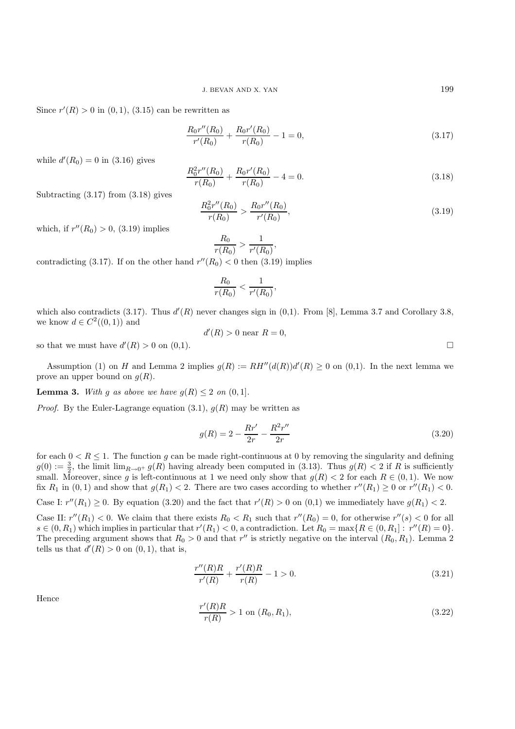Since $r'(R) > 0$ in $(0, 1)$, (3.15) can be rewritten as

$$\frac{R_0 r''(R_0)}{r'(R_0)} + \frac{R_0 r'(R_0)}{r(R_0)} - 1 = 0, \tag{3.17}$$

while $d'(R_0) = 0$ in (3.16) gives

$$\frac{R_0^2 r''(R_0)}{r(R_0)} + \frac{R_0 r'(R_0)}{r(R_0)} - 4 = 0. \tag{3.18}$$

Subtracting (3.17) from (3.18) gives

$$\frac{R_0^2 r''(R_0)}{r(R_0)} > \frac{R_0 r''(R_0)}{r'(R_0)}, \tag{3.19}$$

which, if $r''(R_0) > 0$, (3.19) implies

$$\frac{R_0}{r(R_0)} > \frac{1}{r'(R_0)},$$

contradicting (3.17). If on the other hand $r''(R_0) < 0$ then (3.19) implies

$$\frac{R_0}{r(R_0)} < \frac{1}{r'(R_0)},$$

which also contradicts (3.17). Thus $d'(R)$ never changes sign in (0,1). From [8], Lemma 3.7 and Corollary 3.8, we know $d \in C^2((0, 1))$ and

$$d'(R) > 0 \text{ near } R = 0,$$

so that we must have $d'(R) > 0$ on (0,1). $\square$

Assumption (1) on $H$ and Lemma 2 implies $g(R) := RH''(d(R))d'(R) \geq 0$ on (0,1). In the next lemma we prove an upper bound on $g(R)$.

**Lemma 3.** *With $g$ as above we have $g(R) \leq 2$ on $(0, 1]$.*

*Proof.* By the Euler-Lagrange equation (3.1), $g(R)$ may be written as

$$g(R) = 2 - \frac{Rr'}{2r} - \frac{R^2 r''}{2r} \tag{3.20}$$

for each $0 < R \leq 1$. The function $g$ can be made right-continuous at 0 by removing the singularity and defining $g(0) := \frac{3}{2}$, the limit $\lim_{R \to 0^+} g(R)$ having already been computed in (3.13). Thus $g(R) < 2$ if $R$ is sufficiently small. Moreover, since $g$ is left-continuous at 1 we need only show that $g(R) < 2$ for each $R \in (0, 1)$. We now fix $R_1$ in $(0, 1)$ and show that $g(R_1) < 2$. There are two cases according to whether $r''(R_1) \geq 0$ or $r''(R_1) < 0$.

Case I: $r''(R_1) \geq 0$. By equation (3.20) and the fact that $r'(R) > 0$ on (0,1) we immediately have $g(R_1) < 2$.

Case II: $r''(R_1) < 0$. We claim that there exists $R_0 < R_1$ such that $r''(R_0) = 0$, for otherwise $r''(s) < 0$ for all $s \in (0, R_1)$ which implies in particular that $r'(R_1) < 0$, a contradiction. Let $R_0 = \max\{R \in (0, R_1] : r''(R) = 0\}$. The preceding argument shows that $R_0 > 0$ and that $r''$ is strictly negative on the interval $(R_0, R_1)$. Lemma 2 tells us that $d'(R) > 0$ on $(0, 1)$, that is,

$$\frac{r''(R)R}{r'(R)} + \frac{r'(R)R}{r(R)} - 1 > 0. \tag{3.21}$$

Hence

$$\frac{r'(R)R}{r(R)} > 1 \text{ on } (R_0, R_1), \tag{3.22}$$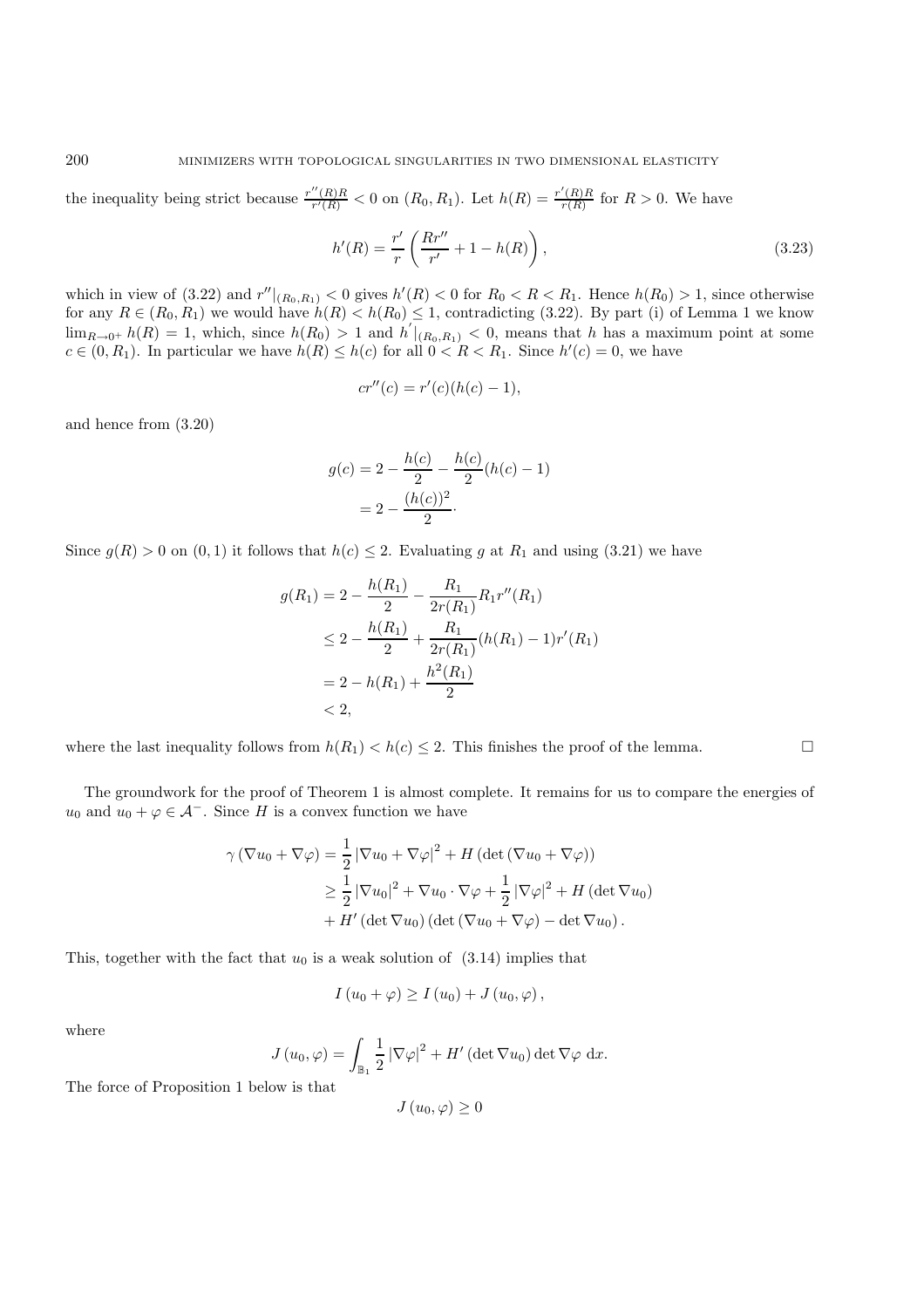the inequality being strict because $\frac{r''(R)R}{r'(R)} < 0$ on $(R_0, R_1)$. Let $h(R) = \frac{r'(R)R}{r(R)}$ for $R > 0$. We have

$$h'(R) = \frac{r'}{r}\left(\frac{Rr''}{r'} + 1 - h(R)\right), \tag{3.23}$$

which in view of (3.22) and $r''|_{(R_0,R_1)} < 0$ gives $h'(R) < 0$ for $R_0 < R < R_1$. Hence $h(R_0) > 1$, since otherwise for any $R \in (R_0, R_1)$ we would have $h(R) < h(R_0) \leq 1$, contradicting (3.22). By part (i) of Lemma 1 we know $\lim_{R\to 0^+} h(R) = 1$, which, since $h(R_0) > 1$ and $h'|_{(R_0,R_1)} < 0$, means that $h$ has a maximum point at some $c \in (0, R_1)$. In particular we have $h(R) \leq h(c)$ for all $0 < R < R_1$. Since $h'(c) = 0$, we have

$$cr''(c) = r'(c)(h(c) - 1),$$

and hence from (3.20)

$$\begin{aligned} g(c) &= 2 - \frac{h(c)}{2} - \frac{h(c)}{2}(h(c) - 1) \\ &= 2 - \frac{(h(c))^2}{2}\cdot \end{aligned}$$

Since $g(R) > 0$ on $(0,1)$ it follows that $h(c) \leq 2$. Evaluating $g$ at $R_1$ and using (3.21) we have

$$\begin{aligned} g(R_1) &= 2 - \frac{h(R_1)}{2} - \frac{R_1}{2r(R_1)}R_1 r''(R_1) \\ &\leq 2 - \frac{h(R_1)}{2} + \frac{R_1}{2r(R_1)}(h(R_1) - 1)r'(R_1) \\ &= 2 - h(R_1) + \frac{h^2(R_1)}{2} \\ &< 2, \end{aligned}$$

where the last inequality follows from $h(R_1) < h(c) \leq 2$. This finishes the proof of the lemma. $\square$

The groundwork for the proof of Theorem 1 is almost complete. It remains for us to compare the energies of $u_0$ and $u_0 + \varphi \in \mathcal{A}^-$. Since $H$ is a convex function we have

$$\begin{aligned} \gamma\left(\nabla u_0 + \nabla\varphi\right) &= \frac{1}{2}\left|\nabla u_0 + \nabla\varphi\right|^2 + H\left(\det\left(\nabla u_0 + \nabla\varphi\right)\right) \\ &\geq \frac{1}{2}\left|\nabla u_0\right|^2 + \nabla u_0 \cdot \nabla\varphi + \frac{1}{2}\left|\nabla\varphi\right|^2 + H\left(\det \nabla u_0\right) \\ &\quad + H'\left(\det \nabla u_0\right)\left(\det\left(\nabla u_0 + \nabla\varphi\right) - \det \nabla u_0\right). \end{aligned}$$

This, together with the fact that $u_0$ is a weak solution of (3.14) implies that

$$I\left(u_0 + \varphi\right) \geq I\left(u_0\right) + J\left(u_0, \varphi\right),$$

where

$$J\left(u_0, \varphi\right) = \int_{\mathbb{B}_1} \frac{1}{2}\left|\nabla\varphi\right|^2 + H'\left(\det \nabla u_0\right)\det \nabla\varphi \ \mathrm{d}x.$$

The force of Proposition 1 below is that

$$J\left(u_0, \varphi\right) \geq 0$$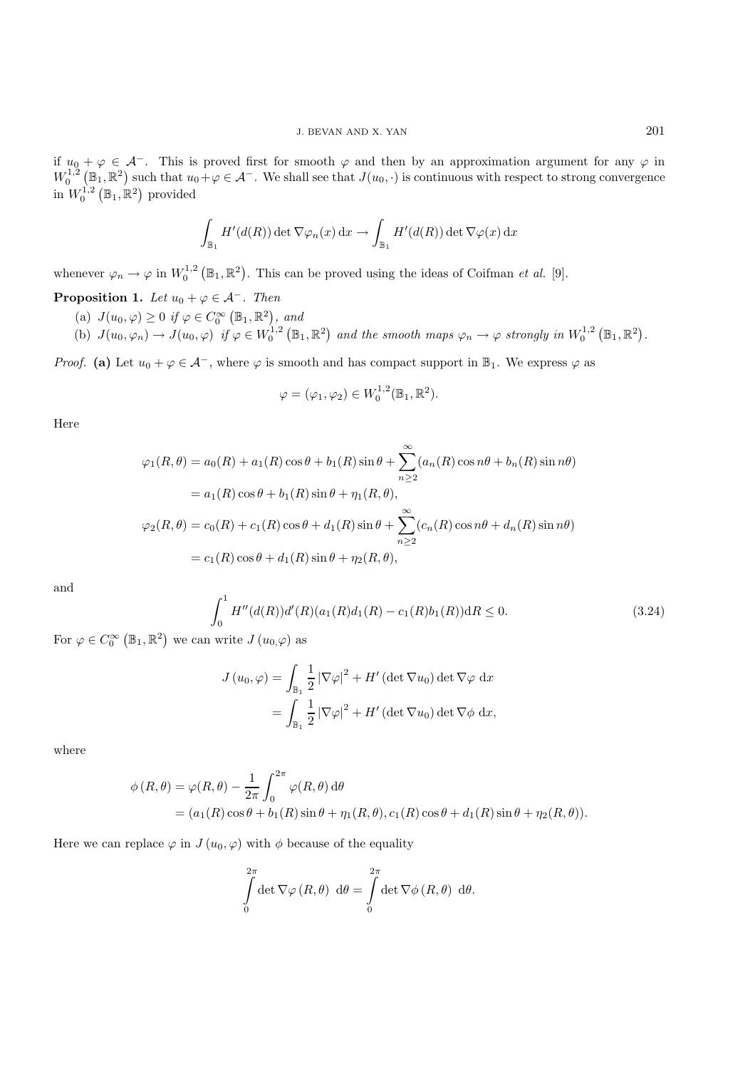if $u_0 + \varphi \in \mathcal{A}^-$. This is proved first for smooth $\varphi$ and then by an approximation argument for any $\varphi$ in $W_0^{1,2}\left(\mathbb{B}_1, \mathbb{R}^2\right)$ such that $u_0+\varphi \in \mathcal{A}^-$. We shall see that $J(u_0, \cdot)$ is continuous with respect to strong convergence in $W_0^{1,2}\left(\mathbb{B}_1, \mathbb{R}^2\right)$ provided

$$\int_{\mathbb{B}_1} H'(d(R)) \det \nabla\varphi_n(x)\,\mathrm{d}x \to \int_{\mathbb{B}_1} H'(d(R)) \det \nabla\varphi(x)\,\mathrm{d}x$$

whenever $\varphi_n \to \varphi$ in $W_0^{1,2}\left(\mathbb{B}_1, \mathbb{R}^2\right)$. This can be proved using the ideas of Coifman *et al.* [9].

**Proposition 1.** *Let $u_0 + \varphi \in \mathcal{A}^-$. Then*

(a) $J(u_0, \varphi) \geq 0$ *if* $\varphi \in C_0^\infty\left(\mathbb{B}_1, \mathbb{R}^2\right)$, *and*

(b) $J(u_0, \varphi_n) \to J(u_0, \varphi)$ *if* $\varphi \in W_0^{1,2}\left(\mathbb{B}_1, \mathbb{R}^2\right)$ *and the smooth maps* $\varphi_n \to \varphi$ *strongly in* $W_0^{1,2}\left(\mathbb{B}_1, \mathbb{R}^2\right)$.

*Proof.* **(a)** Let $u_0 + \varphi \in \mathcal{A}^-$, where $\varphi$ is smooth and has compact support in $\mathbb{B}_1$. We express $\varphi$ as

$$\varphi = (\varphi_1, \varphi_2) \in W_0^{1,2}(\mathbb{B}_1, \mathbb{R}^2).$$

Here

$$\begin{aligned}
\varphi_1(R,\theta) &= a_0(R) + a_1(R)\cos\theta + b_1(R)\sin\theta + \sum_{n\geq 2}^{\infty}(a_n(R)\cos n\theta + b_n(R)\sin n\theta)\\
&= a_1(R)\cos\theta + b_1(R)\sin\theta + \eta_1(R,\theta),\\
\varphi_2(R,\theta) &= c_0(R) + c_1(R)\cos\theta + d_1(R)\sin\theta + \sum_{n\geq 2}^{\infty}(c_n(R)\cos n\theta + d_n(R)\sin n\theta)\\
&= c_1(R)\cos\theta + d_1(R)\sin\theta + \eta_2(R,\theta),
\end{aligned}$$

and

$$\int_0^1 H''(d(R))d'(R)(a_1(R)d_1(R) - c_1(R)b_1(R))\mathrm{d}R \leq 0. \tag{3.24}$$

For $\varphi \in C_0^\infty\left(\mathbb{B}_1, \mathbb{R}^2\right)$ we can write $J\left(u_0,\varphi\right)$ as

$$\begin{aligned}
J\left(u_0, \varphi\right) &= \int_{\mathbb{B}_1} \frac{1}{2}\left|\nabla\varphi\right|^2 + H'\left(\det\nabla u_0\right)\det\nabla\varphi\ \mathrm{d}x\\
&= \int_{\mathbb{B}_1} \frac{1}{2}\left|\nabla\varphi\right|^2 + H'\left(\det\nabla u_0\right)\det\nabla\phi\ \mathrm{d}x,
\end{aligned}$$

where

$$\begin{aligned}
\phi\left(R,\theta\right) &= \varphi(R,\theta) - \frac{1}{2\pi}\int_0^{2\pi}\varphi(R,\theta)\,\mathrm{d}\theta\\
&= (a_1(R)\cos\theta + b_1(R)\sin\theta + \eta_1(R,\theta), c_1(R)\cos\theta + d_1(R)\sin\theta + \eta_2(R,\theta)).
\end{aligned}$$

Here we can replace $\varphi$ in $J\left(u_0, \varphi\right)$ with $\phi$ because of the equality

$$\int_0^{2\pi} \det\nabla\varphi\left(R,\theta\right)\ \mathrm{d}\theta = \int_0^{2\pi} \det\nabla\phi\left(R,\theta\right)\ \mathrm{d}\theta.$$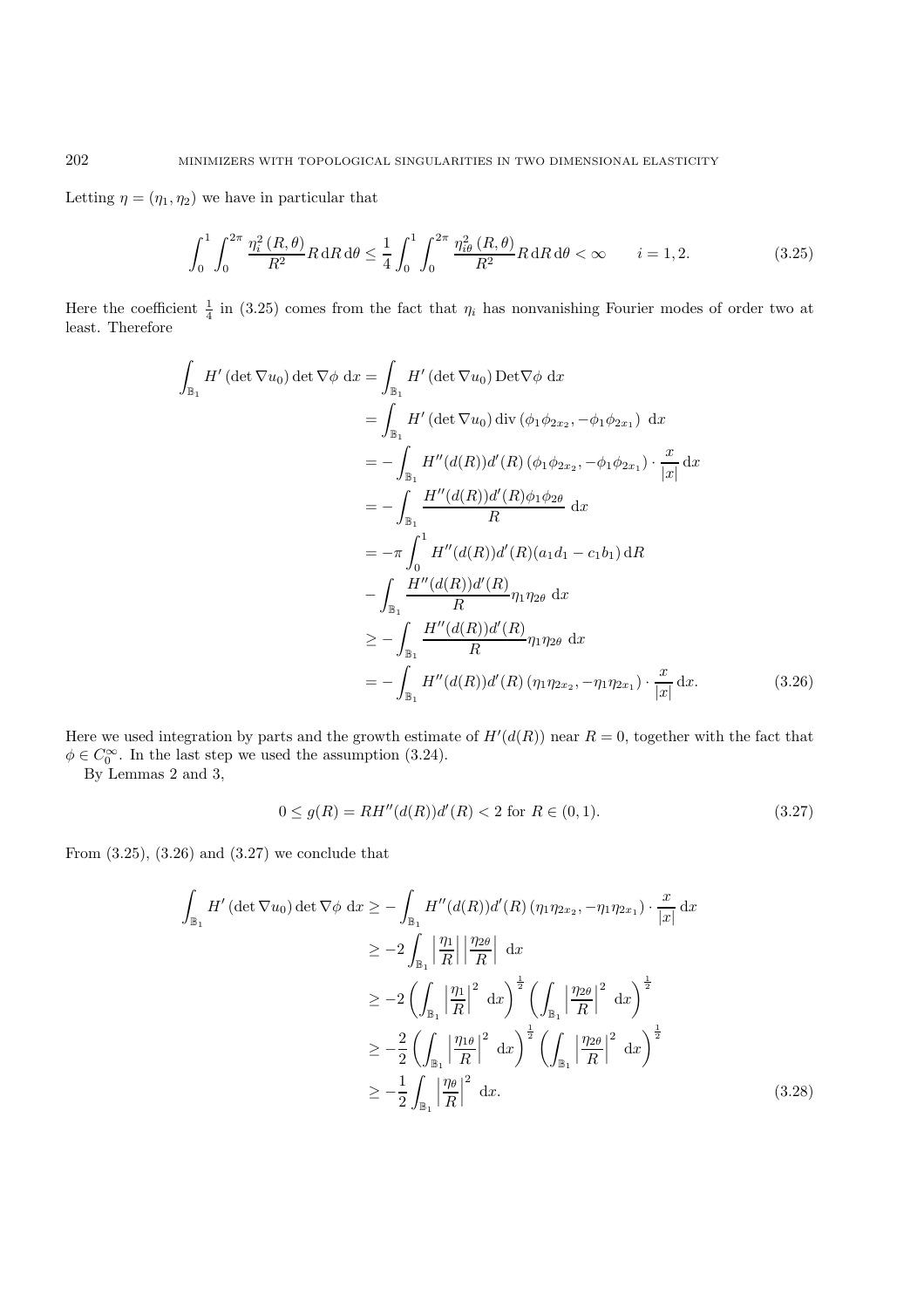Letting $\eta = (\eta_1, \eta_2)$ we have in particular that

$$\int_0^1 \int_0^{2\pi} \frac{\eta_i^2\,(R,\theta)}{R^2} R\,\mathrm{d}R\,\mathrm{d}\theta \leq \frac{1}{4} \int_0^1 \int_0^{2\pi} \frac{\eta_{i\theta}^2\,(R,\theta)}{R^2} R\,\mathrm{d}R\,\mathrm{d}\theta < \infty \qquad i = 1, 2. \tag{3.25}$$

Here the coefficient $\frac{1}{4}$ in (3.25) comes from the fact that $\eta_i$ has nonvanishing Fourier modes of order two at least. Therefore

$$\begin{aligned}
\int_{\mathbb{B}_1} H'(\det \nabla u_0) \det \nabla \phi \ \mathrm{d}x &= \int_{\mathbb{B}_1} H'(\det \nabla u_0)\, \mathrm{Det} \nabla \phi \ \mathrm{d}x \\
&= \int_{\mathbb{B}_1} H'(\det \nabla u_0)\, \mathrm{div}\,(\phi_1 \phi_{2x_2}, -\phi_1 \phi_{2x_1}) \ \mathrm{d}x \\
&= -\int_{\mathbb{B}_1} H''(d(R)) d'(R)\, (\phi_1 \phi_{2x_2}, -\phi_1 \phi_{2x_1}) \cdot \frac{x}{|x|}\,\mathrm{d}x \\
&= -\int_{\mathbb{B}_1} \frac{H''(d(R)) d'(R) \phi_1 \phi_{2\theta}}{R} \ \mathrm{d}x \\
&= -\pi \int_0^1 H''(d(R)) d'(R) (a_1 d_1 - c_1 b_1)\,\mathrm{d}R \\
&\quad - \int_{\mathbb{B}_1} \frac{H''(d(R)) d'(R)}{R} \eta_1 \eta_{2\theta} \ \mathrm{d}x \\
&\geq -\int_{\mathbb{B}_1} \frac{H''(d(R)) d'(R)}{R} \eta_1 \eta_{2\theta} \ \mathrm{d}x \\
&= -\int_{\mathbb{B}_1} H''(d(R)) d'(R)\, (\eta_1 \eta_{2x_2}, -\eta_1 \eta_{2x_1}) \cdot \frac{x}{|x|}\,\mathrm{d}x.
\end{aligned} \tag{3.26}$$

Here we used integration by parts and the growth estimate of $H'(d(R))$ near $R = 0$, together with the fact that $\phi \in C_0^\infty$. In the last step we used the assumption (3.24).

By Lemmas 2 and 3,

$$0 \leq g(R) = R H''(d(R)) d'(R) < 2 \text{ for } R \in (0,1). \tag{3.27}$$

From (3.25), (3.26) and (3.27) we conclude that

$$\begin{aligned}
\int_{\mathbb{B}_1} H'(\det \nabla u_0) \det \nabla \phi \ \mathrm{d}x &\geq -\int_{\mathbb{B}_1} H''(d(R)) d'(R)\, (\eta_1 \eta_{2x_2}, -\eta_1 \eta_{2x_1}) \cdot \frac{x}{|x|}\,\mathrm{d}x \\
&\geq -2 \int_{\mathbb{B}_1} \left| \frac{\eta_1}{R} \right| \left| \frac{\eta_{2\theta}}{R} \right| \ \mathrm{d}x \\
&\geq -2 \left( \int_{\mathbb{B}_1} \left| \frac{\eta_1}{R} \right|^2 \ \mathrm{d}x \right)^{\frac{1}{2}} \left( \int_{\mathbb{B}_1} \left| \frac{\eta_{2\theta}}{R} \right|^2 \ \mathrm{d}x \right)^{\frac{1}{2}} \\
&\geq -\frac{2}{2} \left( \int_{\mathbb{B}_1} \left| \frac{\eta_{1\theta}}{R} \right|^2 \ \mathrm{d}x \right)^{\frac{1}{2}} \left( \int_{\mathbb{B}_1} \left| \frac{\eta_{2\theta}}{R} \right|^2 \ \mathrm{d}x \right)^{\frac{1}{2}} \\
&\geq -\frac{1}{2} \int_{\mathbb{B}_1} \left| \frac{\eta_\theta}{R} \right|^2 \ \mathrm{d}x.
\end{aligned} \tag{3.28}$$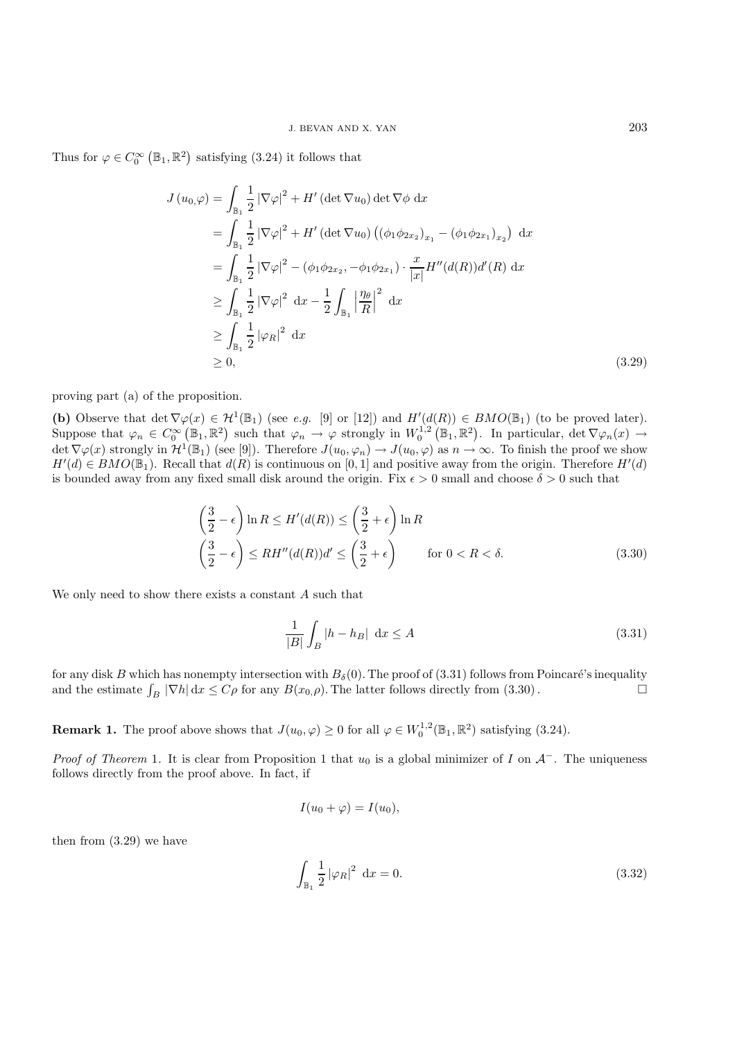Thus for $\varphi \in C_0^\infty(\mathbb{B}_1, \mathbb{R}^2)$ satisfying (3.24) it follows that

$$
\begin{aligned}
J(u_0,\varphi) &= \int_{\mathbb{B}_1} \frac{1}{2}|\nabla\varphi|^2 + H'(\det \nabla u_0) \det \nabla\phi \ \mathrm{d}x \\
&= \int_{\mathbb{B}_1} \frac{1}{2}|\nabla\varphi|^2 + H'(\det \nabla u_0)\left((\phi_1\phi_{2x_2})_{x_1} - (\phi_1\phi_{2x_1})_{x_2}\right) \ \mathrm{d}x \\
&= \int_{\mathbb{B}_1} \frac{1}{2}|\nabla\varphi|^2 - (\phi_1\phi_{2x_2}, -\phi_1\phi_{2x_1}) \cdot \frac{x}{|x|} H''(d(R))d'(R) \ \mathrm{d}x \\
&\geq \int_{\mathbb{B}_1} \frac{1}{2}|\nabla\varphi|^2 \ \mathrm{d}x - \frac{1}{2}\int_{\mathbb{B}_1} \left|\frac{\eta_\theta}{R}\right|^2 \ \mathrm{d}x \\
&\geq \int_{\mathbb{B}_1} \frac{1}{2}|\varphi_R|^2 \ \mathrm{d}x \\
&\geq 0, \qquad (3.29)
\end{aligned}
$$

proving part (a) of the proposition.

**(b)** Observe that $\det \nabla\varphi(x) \in \mathcal{H}^1(\mathbb{B}_1)$ (see *e.g.* [9] or [12]) and $H'(d(R)) \in BMO(\mathbb{B}_1)$ (to be proved later). Suppose that $\varphi_n \in C_0^\infty(\mathbb{B}_1, \mathbb{R}^2)$ such that $\varphi_n \to \varphi$ strongly in $W_0^{1,2}(\mathbb{B}_1, \mathbb{R}^2)$. In particular, $\det \nabla\varphi_n(x) \to \det \nabla\varphi(x)$ strongly in $\mathcal{H}^1(\mathbb{B}_1)$ (see [9]). Therefore $J(u_0, \varphi_n) \to J(u_0, \varphi)$ as $n \to \infty$. To finish the proof we show $H'(d) \in BMO(\mathbb{B}_1)$. Recall that $d(R)$ is continuous on $[0,1]$ and positive away from the origin. Therefore $H'(d)$ is bounded away from any fixed small disk around the origin. Fix $\epsilon > 0$ small and choose $\delta > 0$ such that

$$
\begin{aligned}
&\left(\frac{3}{2} - \epsilon\right)\ln R \leq H'(d(R)) \leq \left(\frac{3}{2} + \epsilon\right)\ln R \\
&\left(\frac{3}{2} - \epsilon\right) \leq RH''(d(R))d' \leq \left(\frac{3}{2} + \epsilon\right) \qquad \text{for } 0 < R < \delta.
\end{aligned} \tag{3.30}
$$

We only need to show there exists a constant $A$ such that

$$
\frac{1}{|B|}\int_B |h - h_B| \ \mathrm{d}x \leq A \tag{3.31}
$$

for any disk $B$ which has nonempty intersection with $B_\delta(0)$. The proof of (3.31) follows from Poincaré's inequality and the estimate $\int_B |\nabla h| \, \mathrm{d}x \leq C\rho$ for any $B(x_0, \rho)$. The latter follows directly from (3.30). $\square$

**Remark 1.** The proof above shows that $J(u_0, \varphi) \geq 0$ for all $\varphi \in W_0^{1,2}(\mathbb{B}_1, \mathbb{R}^2)$ satisfying (3.24).

*Proof of Theorem* 1. It is clear from Proposition 1 that $u_0$ is a global minimizer of $I$ on $\mathcal{A}^-$. The uniqueness follows directly from the proof above. In fact, if

$$
I(u_0 + \varphi) = I(u_0),
$$

then from (3.29) we have

$$
\int_{\mathbb{B}_1} \frac{1}{2}|\varphi_R|^2 \ \mathrm{d}x = 0. \tag{3.32}
$$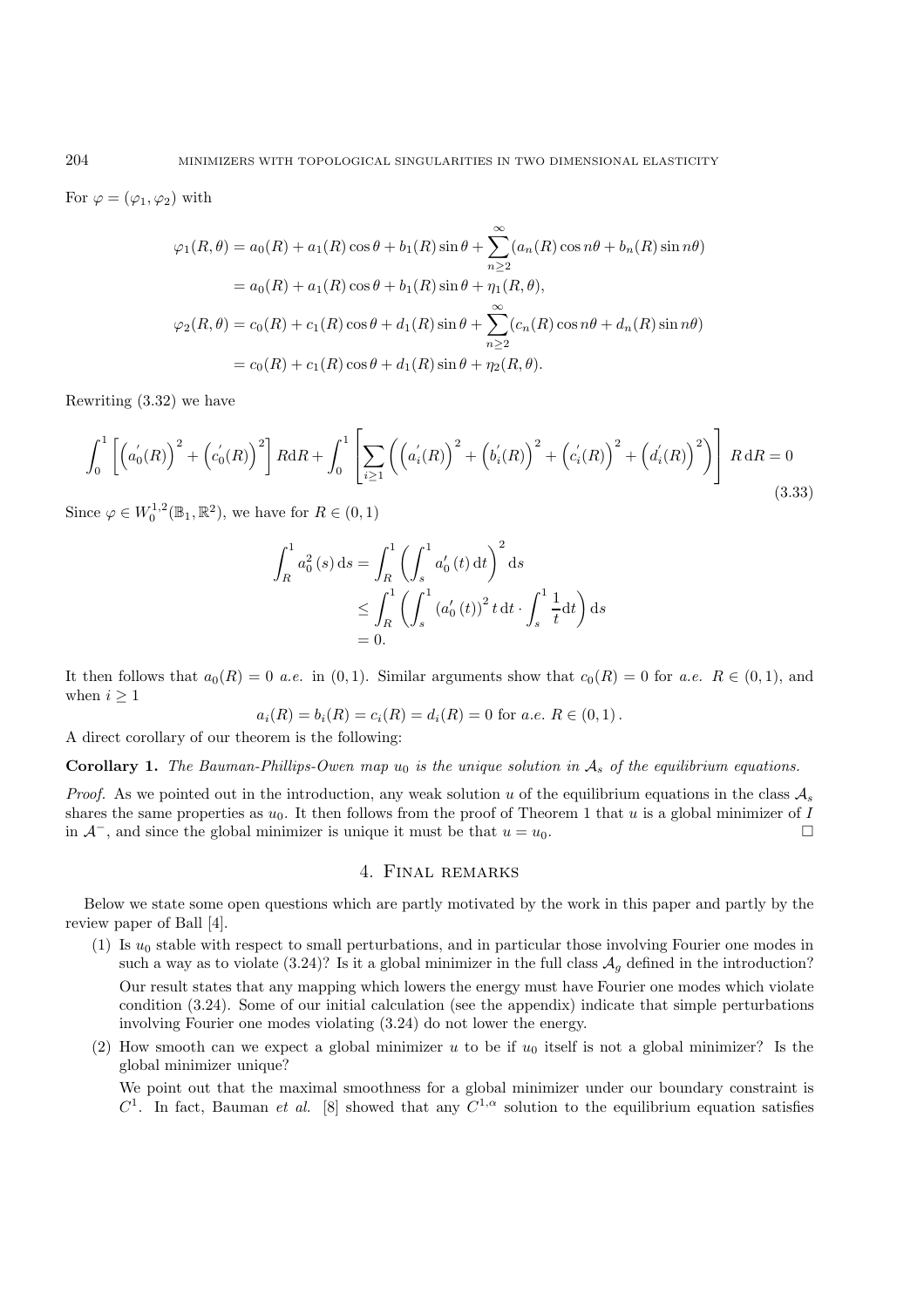For $\varphi = (\varphi_1, \varphi_2)$ with

$$
\begin{aligned}
\varphi_1(R,\theta) &= a_0(R) + a_1(R)\cos\theta + b_1(R)\sin\theta + \sum_{n\geq 2}^{\infty}(a_n(R)\cos n\theta + b_n(R)\sin n\theta) \\
&= a_0(R) + a_1(R)\cos\theta + b_1(R)\sin\theta + \eta_1(R,\theta), \\
\varphi_2(R,\theta) &= c_0(R) + c_1(R)\cos\theta + d_1(R)\sin\theta + \sum_{n\geq 2}^{\infty}(c_n(R)\cos n\theta + d_n(R)\sin n\theta) \\
&= c_0(R) + c_1(R)\cos\theta + d_1(R)\sin\theta + \eta_2(R,\theta).
\end{aligned}
$$

Rewriting (3.32) we have

$$
\int_0^1 \left[\left(a_0^{'}(R)\right)^2 + \left(c_0^{'}(R)\right)^2\right] R\mathrm{d}R + \int_0^1 \left[\sum_{i\geq 1}\left(\left(a_i^{'}(R)\right)^2 + \left(b_i^{'}(R)\right)^2 + \left(c_i^{'}(R)\right)^2 + \left(d_i^{'}(R)\right)^2\right)\right] R\,\mathrm{d}R = 0 \tag{3.33}
$$

Since $\varphi \in W_0^{1,2}(\mathbb{B}_1, \mathbb{R}^2)$, we have for $R \in (0,1)$

$$
\begin{aligned}
\int_R^1 a_0^2(s)\,\mathrm{d}s &= \int_R^1 \left(\int_s^1 a_0'(t)\,\mathrm{d}t\right)^2 \mathrm{d}s \\
&\leq \int_R^1 \left(\int_s^1 \left(a_0'(t)\right)^2 t\,\mathrm{d}t \cdot \int_s^1 \frac{1}{t}\mathrm{d}t\right)\mathrm{d}s \\
&= 0.
\end{aligned}
$$

It then follows that $a_0(R) = 0$ *a.e.* in $(0,1)$. Similar arguments show that $c_0(R) = 0$ for *a.e.* $R \in (0,1)$, and when $i \geq 1$

$$
a_i(R) = b_i(R) = c_i(R) = d_i(R) = 0 \text{ for } a.e.\ R \in (0,1).
$$

A direct corollary of our theorem is the following:

**Corollary 1.** *The Bauman-Phillips-Owen map $u_0$ is the unique solution in $\mathcal{A}_s$ of the equilibrium equations.*

*Proof.* As we pointed out in the introduction, any weak solution $u$ of the equilibrium equations in the class $\mathcal{A}_s$ shares the same properties as $u_0$. It then follows from the proof of Theorem 1 that $u$ is a global minimizer of $I$ in $\mathcal{A}^-$, and since the global minimizer is unique it must be that $u = u_0$. □

## 4. Final remarks

Below we state some open questions which are partly motivated by the work in this paper and partly by the review paper of Ball [4].

(1) Is $u_0$ stable with respect to small perturbations, and in particular those involving Fourier one modes in such a way as to violate (3.24)? Is it a global minimizer in the full class $\mathcal{A}_g$ defined in the introduction?

Our result states that any mapping which lowers the energy must have Fourier one modes which violate condition (3.24). Some of our initial calculation (see the appendix) indicate that simple perturbations involving Fourier one modes violating (3.24) do not lower the energy.

(2) How smooth can we expect a global minimizer $u$ to be if $u_0$ itself is not a global minimizer? Is the global minimizer unique?

We point out that the maximal smoothness for a global minimizer under our boundary constraint is $C^1$. In fact, Bauman *et al.* [8] showed that any $C^{1,\alpha}$ solution to the equilibrium equation satisfies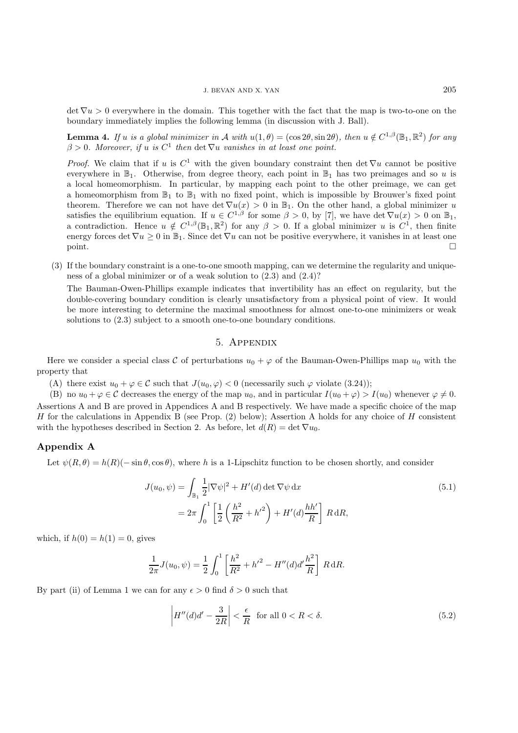$\det \nabla u > 0$ everywhere in the domain. This together with the fact that the map is two-to-one on the boundary immediately implies the following lemma (in discussion with J. Ball).

**Lemma 4.** *If $u$ is a global minimizer in $\mathcal{A}$ with $u(1,\theta) = (\cos 2\theta, \sin 2\theta)$, then $u \notin C^{1,\beta}(\mathbb{B}_1, \mathbb{R}^2)$ for any $\beta > 0$. Moreover, if $u$ is $C^1$ then $\det \nabla u$ vanishes in at least one point.*

*Proof.* We claim that if $u$ is $C^1$ with the given boundary constraint then $\det \nabla u$ cannot be positive everywhere in $\mathbb{B}_1$. Otherwise, from degree theory, each point in $\mathbb{B}_1$ has two preimages and so $u$ is a local homeomorphism. In particular, by mapping each point to the other preimage, we can get a homeomorphism from $\mathbb{B}_1$ to $\mathbb{B}_1$ with no fixed point, which is impossible by Brouwer's fixed point theorem. Therefore we can not have $\det \nabla u(x) > 0$ in $\mathbb{B}_1$. On the other hand, a global minimizer $u$ satisfies the equilibrium equation. If $u \in C^{1,\beta}$ for some $\beta > 0$, by [7], we have $\det \nabla u(x) > 0$ on $\mathbb{B}_1$, a contradiction. Hence $u \notin C^{1,\beta}(\mathbb{B}_1, \mathbb{R}^2)$ for any $\beta > 0$. If a global minimizer $u$ is $C^1$, then finite energy forces $\det \nabla u \geq 0$ in $\mathbb{B}_1$. Since $\det \nabla u$ can not be positive everywhere, it vanishes in at least one point. $\square$

(3) If the boundary constraint is a one-to-one smooth mapping, can we determine the regularity and uniqueness of a global minimizer or of a weak solution to (2.3) and (2.4)?

The Bauman-Owen-Phillips example indicates that invertibility has an effect on regularity, but the double-covering boundary condition is clearly unsatisfactory from a physical point of view. It would be more interesting to determine the maximal smoothness for almost one-to-one minimizers or weak solutions to (2.3) subject to a smooth one-to-one boundary conditions.

## 5. Appendix

Here we consider a special class $\mathcal{C}$ of perturbations $u_0 + \varphi$ of the Bauman-Owen-Phillips map $u_0$ with the property that

(A) there exist $u_0 + \varphi \in \mathcal{C}$ such that $J(u_0, \varphi) < 0$ (necessarily such $\varphi$ violate (3.24));

(B) no $u_0 + \varphi \in \mathcal{C}$ decreases the energy of the map $u_0$, and in particular $I(u_0 + \varphi) > I(u_0)$ whenever $\varphi \neq 0$.

Assertions A and B are proved in Appendices A and B respectively. We have made a specific choice of the map $H$ for the calculations in Appendix B (see Prop. (2) below); Assertion A holds for any choice of $H$ consistent with the hypotheses described in Section 2. As before, let $d(R) = \det \nabla u_0$.

### Appendix A

Let $\psi(R, \theta) = h(R)(-\sin\theta, \cos\theta)$, where $h$ is a 1-Lipschitz function to be chosen shortly, and consider

$$
\begin{aligned}
J(u_0, \psi) &= \int_{\mathbb{B}_1} \frac{1}{2}|\nabla \psi|^2 + H'(d) \det \nabla \psi \, \mathrm{d}x \qquad (5.1)\\
&= 2\pi \int_0^1 \left[ \frac{1}{2}\left( \frac{h^2}{R^2} + {h'}^2 \right) + H'(d) \frac{hh'}{R} \right] R \, \mathrm{d}R,
\end{aligned}
$$

which, if $h(0) = h(1) = 0$, gives

$$
\frac{1}{2\pi} J(u_0, \psi) = \frac{1}{2} \int_0^1 \left[ \frac{h^2}{R^2} + {h'}^2 - H''(d) d' \frac{h^2}{R} \right] R \, \mathrm{d}R.
$$

By part (ii) of Lemma 1 we can for any $\epsilon > 0$ find $\delta > 0$ such that

$$
\left| H''(d) d' - \frac{3}{2R} \right| < \frac{\epsilon}{R} \quad \text{for all } 0 < R < \delta. \qquad (5.2)
$$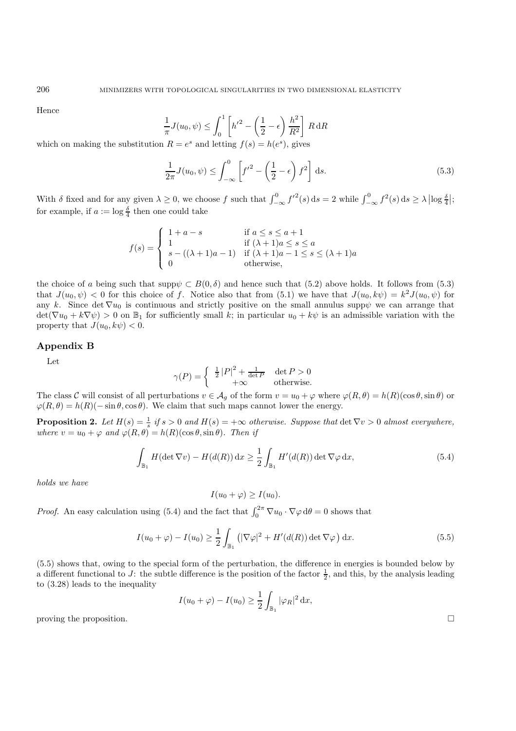Hence

$$\frac{1}{\pi}J(u_0, \psi) \leq \int_0^1 \left[ {h'}^2 - \left(\frac{1}{2} - \epsilon\right) \frac{h^2}{R^2} \right] R \, \mathrm{d}R$$

which on making the substitution $R = e^s$ and letting $f(s) = h(e^s)$, gives

$$\frac{1}{2\pi}J(u_0, \psi) \leq \int_{-\infty}^0 \left[ {f'}^2 - \left(\frac{1}{2} - \epsilon\right) f^2 \right] \mathrm{d}s. \tag{5.3}$$

With $\delta$ fixed and for any given $\lambda \geq 0$, we choose $f$ such that $\int_{-\infty}^0 {f'}^2(s) \, \mathrm{d}s = 2$ while $\int_{-\infty}^0 f^2(s) \, \mathrm{d}s \geq \lambda \left|\log \frac{\delta}{4}\right|$; for example, if $a := \log \frac{\delta}{4}$ then one could take

$$f(s) = \begin{cases} 1 + a - s & \text{if } a \leq s \leq a + 1 \\ 1 & \text{if } (\lambda + 1)a \leq s \leq a \\ s - ((\lambda + 1)a - 1) & \text{if } (\lambda + 1)a - 1 \leq s \leq (\lambda + 1)a \\ 0 & \text{otherwise,} \end{cases}$$

the choice of $a$ being such that $\mathrm{supp}\psi \subset B(0, \delta)$ and hence such that (5.2) above holds. It follows from (5.3) that $J(u_0, \psi) < 0$ for this choice of $f$. Notice also that from (5.1) we have that $J(u_0, k\psi) = k^2 J(u_0, \psi)$ for any $k$. Since $\det \nabla u_0$ is continuous and strictly positive on the small annulus $\mathrm{supp}\psi$ we can arrange that $\det(\nabla u_0 + k\nabla\psi) > 0$ on $\mathbb{B}_1$ for sufficiently small $k$; in particular $u_0 + k\psi$ is an admissible variation with the property that $J(u_0, k\psi) < 0$.

## Appendix B

Let

$$\gamma(P) = \begin{cases} \frac{1}{2}|P|^2 + \frac{1}{\det P} & \det P > 0 \\ +\infty & \text{otherwise.} \end{cases}$$

The class $\mathcal{C}$ will consist of all perturbations $v \in \mathcal{A}_g$ of the form $v = u_0 + \varphi$ where $\varphi(R, \theta) = h(R)(\cos\theta, \sin\theta)$ or $\varphi(R, \theta) = h(R)(-\sin\theta, \cos\theta)$. We claim that such maps cannot lower the energy.

**Proposition 2.** *Let $H(s) = \frac{1}{s}$ if $s > 0$ and $H(s) = +\infty$ otherwise. Suppose that $\det \nabla v > 0$ almost everywhere, where $v = u_0 + \varphi$ and $\varphi(R, \theta) = h(R)(\cos\theta, \sin\theta)$. Then if*

$$\int_{\mathbb{B}_1} H(\det \nabla v) - H(d(R)) \, \mathrm{d}x \geq \frac{1}{2} \int_{\mathbb{B}_1} H'(d(R)) \det \nabla\varphi \, \mathrm{d}x, \tag{5.4}$$

*holds we have*

$$I(u_0 + \varphi) \geq I(u_0).$$

*Proof.* An easy calculation using (5.4) and the fact that $\int_0^{2\pi} \nabla u_0 \cdot \nabla\varphi \, \mathrm{d}\theta = 0$ shows that

$$I(u_0 + \varphi) - I(u_0) \geq \frac{1}{2} \int_{\mathbb{B}_1} \left( |\nabla\varphi|^2 + H'(d(R)) \det \nabla\varphi \right) \mathrm{d}x. \tag{5.5}$$

(5.5) shows that, owing to the special form of the perturbation, the difference in energies is bounded below by a different functional to $J$: the subtle difference is the position of the factor $\frac{1}{2}$, and this, by the analysis leading to (3.28) leads to the inequality

$$I(u_0 + \varphi) - I(u_0) \geq \frac{1}{2} \int_{\mathbb{B}_1} |\varphi_R|^2 \, \mathrm{d}x,$$

proving the proposition. □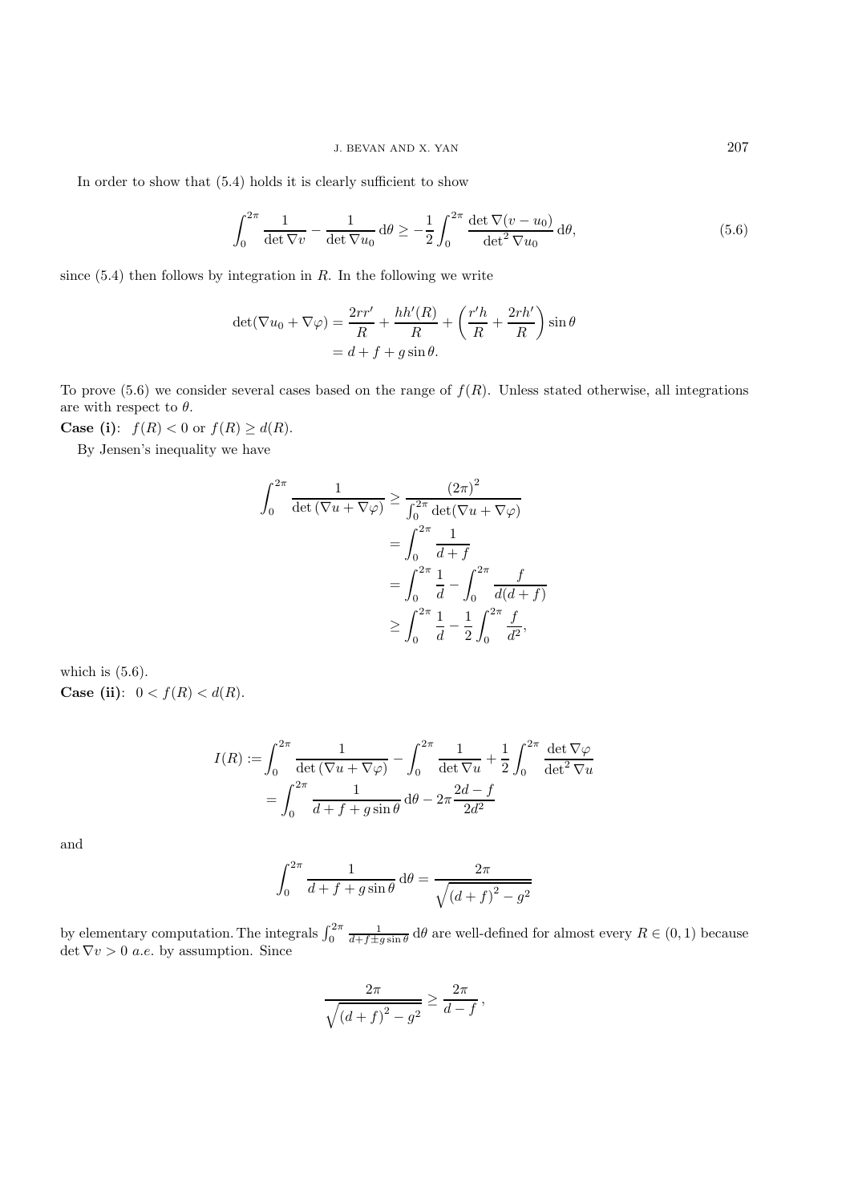In order to show that (5.4) holds it is clearly sufficient to show

$$\int_0^{2\pi} \frac{1}{\det \nabla v} - \frac{1}{\det \nabla u_0} \, \mathrm{d}\theta \geq -\frac{1}{2} \int_0^{2\pi} \frac{\det \nabla (v - u_0)}{\det^2 \nabla u_0} \, \mathrm{d}\theta, \tag{5.6}$$

since (5.4) then follows by integration in $R$. In the following we write

$$\begin{aligned}
\det(\nabla u_0 + \nabla \varphi) &= \frac{2rr'}{R} + \frac{hh'(R)}{R} + \left( \frac{r'h}{R} + \frac{2rh'}{R} \right) \sin\theta \\
&= d + f + g \sin\theta.
\end{aligned}$$

To prove (5.6) we consider several cases based on the range of $f(R)$. Unless stated otherwise, all integrations are with respect to $\theta$.

**Case (i)**: $f(R) < 0$ or $f(R) \geq d(R)$.

By Jensen's inequality we have

$$\begin{aligned}
\int_0^{2\pi} \frac{1}{\det(\nabla u + \nabla \varphi)} &\geq \frac{(2\pi)^2}{\int_0^{2\pi} \det(\nabla u + \nabla \varphi)} \\
&= \int_0^{2\pi} \frac{1}{d + f} \\
&= \int_0^{2\pi} \frac{1}{d} - \int_0^{2\pi} \frac{f}{d(d+f)} \\
&\geq \int_0^{2\pi} \frac{1}{d} - \frac{1}{2} \int_0^{2\pi} \frac{f}{d^2},
\end{aligned}$$

which is (5.6).

**Case (ii)**: $0 < f(R) < d(R)$.

$$\begin{aligned}
I(R) :&= \int_0^{2\pi} \frac{1}{\det(\nabla u + \nabla \varphi)} - \int_0^{2\pi} \frac{1}{\det \nabla u} + \frac{1}{2} \int_0^{2\pi} \frac{\det \nabla \varphi}{\det^2 \nabla u} \\
&= \int_0^{2\pi} \frac{1}{d + f + g \sin\theta} \, \mathrm{d}\theta - 2\pi \frac{2d - f}{2d^2}
\end{aligned}$$

and

$$\int_0^{2\pi} \frac{1}{d + f + g \sin\theta} \, \mathrm{d}\theta = \frac{2\pi}{\sqrt{(d+f)^2 - g^2}}$$

by elementary computation. The integrals $\int_0^{2\pi} \frac{1}{d + f \pm g \sin\theta} \, \mathrm{d}\theta$ are well-defined for almost every $R \in (0,1)$ because $\det \nabla v > 0$ *a.e.* by assumption. Since

$$\frac{2\pi}{\sqrt{(d+f)^2 - g^2}} \geq \frac{2\pi}{d - f},$$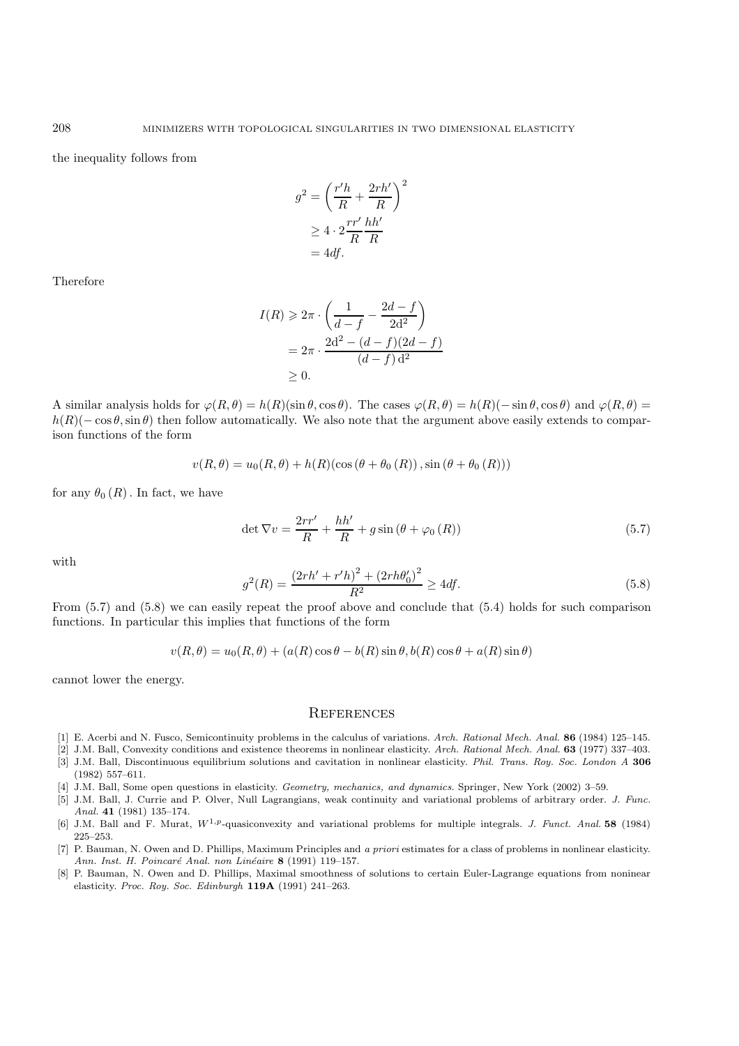the inequality follows from

$$
\begin{aligned}
g^2 &= \left(\frac{r'h}{R} + \frac{2rh'}{R}\right)^2 \\
&\geq 4 \cdot 2\frac{rr'}{R}\frac{hh'}{R} \\
&= 4df.
\end{aligned}
$$

Therefore

$$
\begin{aligned}
I(R) &\geqslant 2\pi \cdot \left(\frac{1}{d-f} - \frac{2d-f}{2\mathrm{d}^2}\right) \\
&= 2\pi \cdot \frac{2\mathrm{d}^2 - (d-f)(2d-f)}{(d-f)\,\mathrm{d}^2} \\
&\geq 0.
\end{aligned}
$$

A similar analysis holds for $\varphi(R,\theta) = h(R)(\sin\theta, \cos\theta)$. The cases $\varphi(R,\theta) = h(R)(-\sin\theta, \cos\theta)$ and $\varphi(R,\theta) = h(R)(-\cos\theta, \sin\theta)$ then follow automatically. We also note that the argument above easily extends to comparison functions of the form

$$
v(R,\theta) = u_0(R,\theta) + h(R)(\cos(\theta + \theta_0(R)), \sin(\theta + \theta_0(R)))
$$

for any $\theta_0(R)$. In fact, we have

$$
\det \nabla v = \frac{2rr'}{R} + \frac{hh'}{R} + g\sin(\theta + \varphi_0(R)) \tag{5.7}
$$

with

$$
g^2(R) = \frac{(2rh' + r'h)^2 + (2rh\theta_0')^2}{R^2} \geq 4df. \tag{5.8}
$$

From (5.7) and (5.8) we can easily repeat the proof above and conclude that (5.4) holds for such comparison functions. In particular this implies that functions of the form

$$
v(R,\theta) = u_0(R,\theta) + (a(R)\cos\theta - b(R)\sin\theta, b(R)\cos\theta + a(R)\sin\theta)
$$

cannot lower the energy.

## References

[1] E. Acerbi and N. Fusco, Semicontinuity problems in the calculus of variations. *Arch. Rational Mech. Anal.* **86** (1984) 125–145.

[2] J.M. Ball, Convexity conditions and existence theorems in nonlinear elasticity. *Arch. Rational Mech. Anal.* **63** (1977) 337–403.

[3] J.M. Ball, Discontinuous equilibrium solutions and cavitation in nonlinear elasticity. *Phil. Trans. Roy. Soc. London A* **306** (1982) 557–611.

[4] J.M. Ball, Some open questions in elasticity. *Geometry, mechanics, and dynamics*. Springer, New York (2002) 3–59.

[5] J.M. Ball, J. Currie and P. Olver, Null Lagrangians, weak continuity and variational problems of arbitrary order. *J. Func. Anal.* **41** (1981) 135–174.

[6] J.M. Ball and F. Murat, $W^{1,p}$-quasiconvexity and variational problems for multiple integrals. *J. Funct. Anal.* **58** (1984) 225–253.

[7] P. Bauman, N. Owen and D. Phillips, Maximum Principles and *a priori* estimates for a class of problems in nonlinear elasticity. *Ann. Inst. H. Poincaré Anal. non Linéaire* **8** (1991) 119–157.

[8] P. Bauman, N. Owen and D. Phillips, Maximal smoothness of solutions to certain Euler-Lagrange equations from noninear elasticity. *Proc. Roy. Soc. Edinburgh* **119A** (1991) 241–263.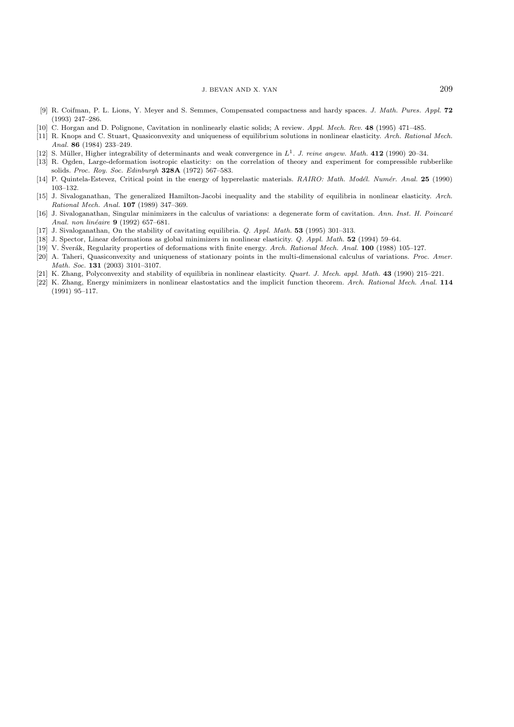[9] R. Coifman, P. L. Lions, Y. Meyer and S. Semmes, Compensated compactness and hardy spaces. *J. Math. Pures. Appl.* **72** (1993) 247–286.

[10] C. Horgan and D. Polignone, Cavitation in nonlinearly elastic solids; A review. *Appl. Mech. Rev.* **48** (1995) 471–485.

[11] R. Knops and C. Stuart, Quasiconvexity and uniqueness of equilibrium solutions in nonlinear elasticity. *Arch. Rational Mech. Anal.* **86** (1984) 233–249.

[12] S. Müller, Higher integrability of determinants and weak convergence in $L^1$. *J. reine angew. Math.* **412** (1990) 20–34.

[13] R. Ogden, Large-deformation isotropic elasticity: on the correlation of theory and experiment for compressible rubberlike solids. *Proc. Roy. Soc. Edinburgh* **328A** (1972) 567–583.

[14] P. Quintela-Estevez, Critical point in the energy of hyperelastic materials. *RAIRO: Math. Modél. Numér. Anal.* **25** (1990) 103–132.

[15] J. Sivaloganathan, The generalized Hamilton-Jacobi inequality and the stability of equilibria in nonlinear elasticity. *Arch. Rational Mech. Anal.* **107** (1989) 347–369.

[16] J. Sivaloganathan, Singular minimizers in the calculus of variations: a degenerate form of cavitation. *Ann. Inst. H. Poincaré Anal. non linéaire* **9** (1992) 657–681.

[17] J. Sivaloganathan, On the stability of cavitating equilibria. *Q. Appl. Math.* **53** (1995) 301–313.

[18] J. Spector, Linear deformations as global minimizers in nonlinear elasticity. *Q. Appl. Math.* **52** (1994) 59–64.

[19] V. Šverák, Regularity properties of deformations with finite energy. *Arch. Rational Mech. Anal.* **100** (1988) 105–127.

[20] A. Taheri, Quasiconvexity and uniqueness of stationary points in the multi-dimensional calculus of variations. *Proc. Amer. Math. Soc.* **131** (2003) 3101–3107.

[21] K. Zhang, Polyconvexity and stability of equilibria in nonlinear elasticity. *Quart. J. Mech. appl. Math.* **43** (1990) 215–221.

[22] K. Zhang, Energy minimizers in nonlinear elastostatics and the implicit function theorem. *Arch. Rational Mech. Anal.* **114** (1991) 95–117.